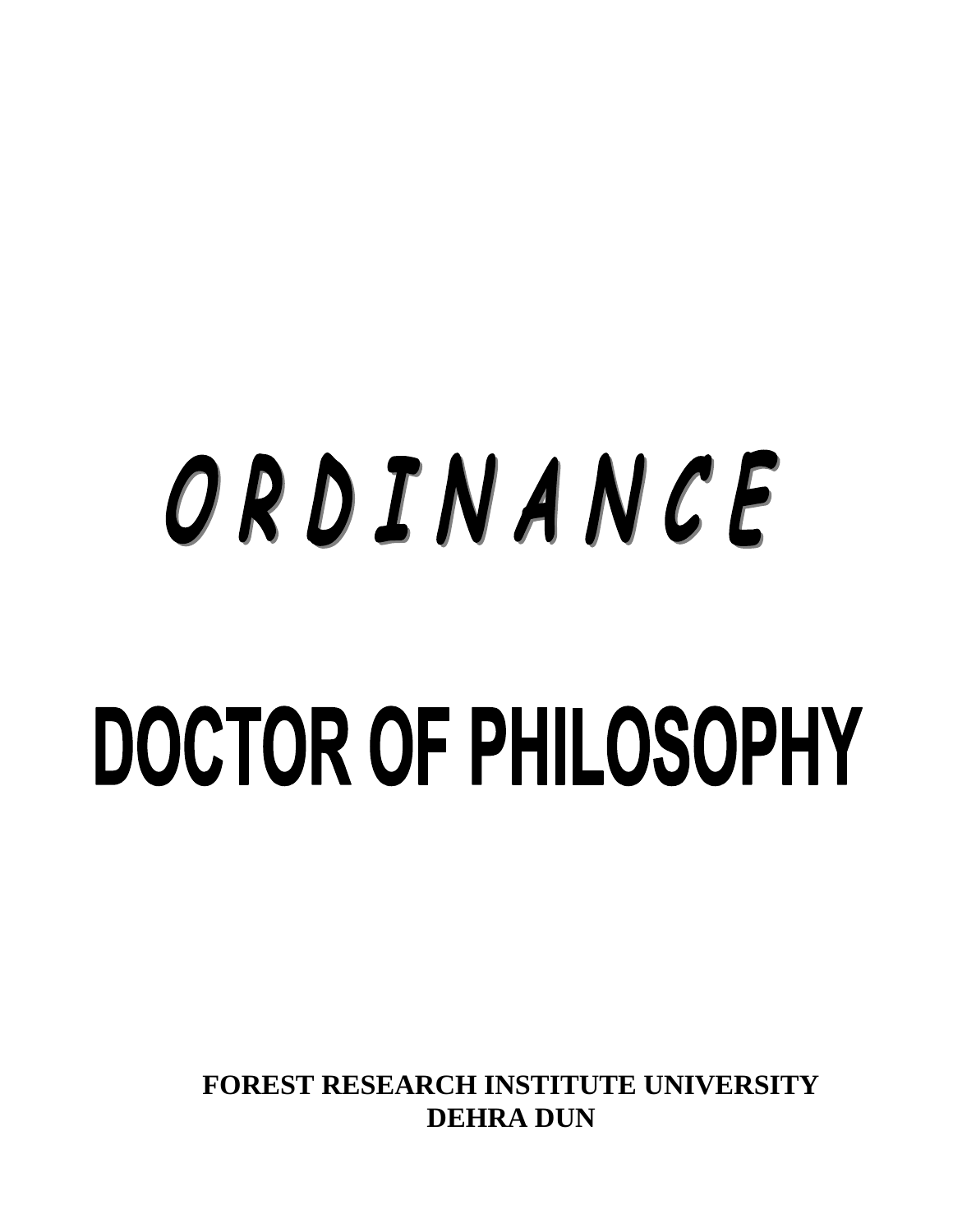# ORDINANCE

# DOCTOR OF PHILOSOPHY

**FOREST RESEARCH INSTITUTE UNIVERSITY**
**DEHRA DUN**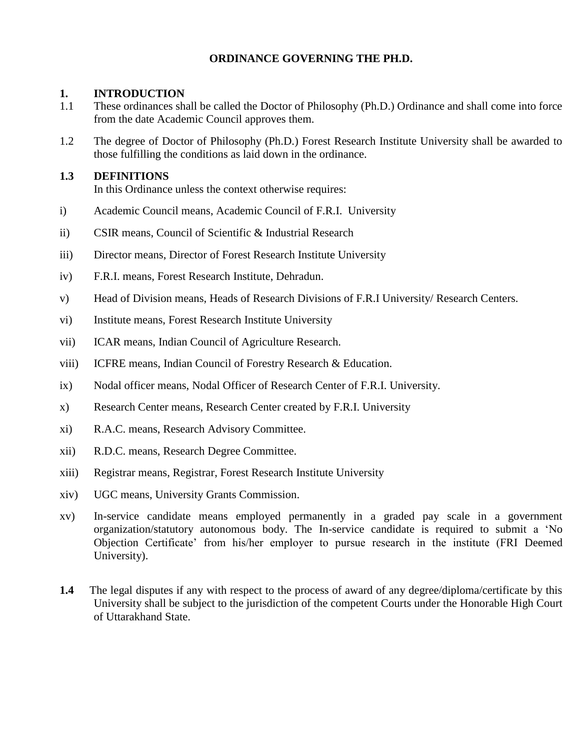# ORDINANCE GOVERNING THE PH.D.

## 1. INTRODUCTION

1.1 These ordinances shall be called the Doctor of Philosophy (Ph.D.) Ordinance and shall come into force from the date Academic Council approves them.

1.2 The degree of Doctor of Philosophy (Ph.D.) Forest Research Institute University shall be awarded to those fulfilling the conditions as laid down in the ordinance.

### 1.3 DEFINITIONS

In this Ordinance unless the context otherwise requires:

i) Academic Council means, Academic Council of F.R.I. University

ii) CSIR means, Council of Scientific & Industrial Research

iii) Director means, Director of Forest Research Institute University

iv) F.R.I. means, Forest Research Institute, Dehradun.

v) Head of Division means, Heads of Research Divisions of F.R.I University/ Research Centers.

vi) Institute means, Forest Research Institute University

vii) ICAR means, Indian Council of Agriculture Research.

viii) ICFRE means, Indian Council of Forestry Research & Education.

ix) Nodal officer means, Nodal Officer of Research Center of F.R.I. University.

x) Research Center means, Research Center created by F.R.I. University

xi) R.A.C. means, Research Advisory Committee.

xii) R.D.C. means, Research Degree Committee.

xiii) Registrar means, Registrar, Forest Research Institute University

xiv) UGC means, University Grants Commission.

xv) In-service candidate means employed permanently in a graded pay scale in a government organization/statutory autonomous body. The In-service candidate is required to submit a 'No Objection Certificate' from his/her employer to pursue research in the institute (FRI Deemed University).

**1.4** The legal disputes if any with respect to the process of award of any degree/diploma/certificate by this University shall be subject to the jurisdiction of the competent Courts under the Honorable High Court of Uttarakhand State.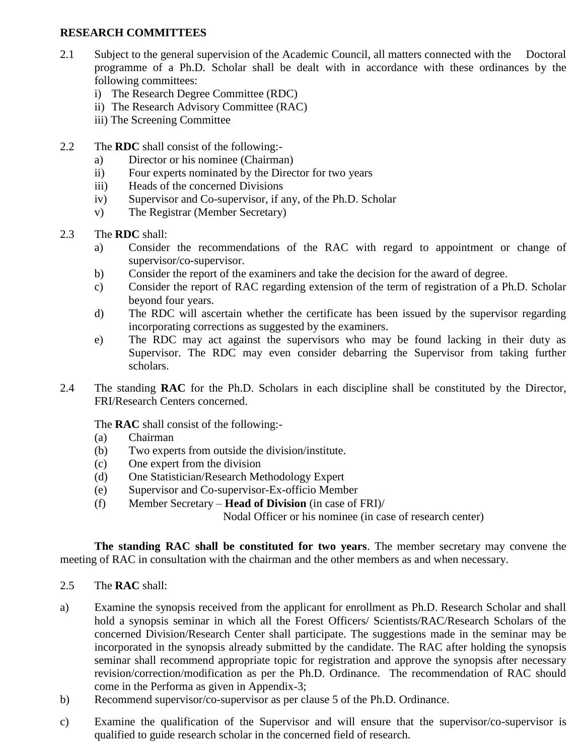**RESEARCH COMMITTEES**

2.1 Subject to the general supervision of the Academic Council, all matters connected with the Doctoral programme of a Ph.D. Scholar shall be dealt with in accordance with these ordinances by the following committees:

i) The Research Degree Committee (RDC)
ii) The Research Advisory Committee (RAC)
iii) The Screening Committee

2.2 The **RDC** shall consist of the following:-

a) Director or his nominee (Chairman)
ii) Four experts nominated by the Director for two years
iii) Heads of the concerned Divisions
iv) Supervisor and Co-supervisor, if any, of the Ph.D. Scholar
v) The Registrar (Member Secretary)

2.3 The **RDC** shall:

a) Consider the recommendations of the RAC with regard to appointment or change of supervisor/co-supervisor.
b) Consider the report of the examiners and take the decision for the award of degree.
c) Consider the report of RAC regarding extension of the term of registration of a Ph.D. Scholar beyond four years.
d) The RDC will ascertain whether the certificate has been issued by the supervisor regarding incorporating corrections as suggested by the examiners.
e) The RDC may act against the supervisors who may be found lacking in their duty as Supervisor. The RDC may even consider debarring the Supervisor from taking further scholars.

2.4 The standing **RAC** for the Ph.D. Scholars in each discipline shall be constituted by the Director, FRI/Research Centers concerned.

The **RAC** shall consist of the following:-

(a) Chairman
(b) Two experts from outside the division/institute.
(c) One expert from the division
(d) One Statistician/Research Methodology Expert
(e) Supervisor and Co-supervisor-Ex-officio Member
(f) Member Secretary – **Head of Division** (in case of FRI)/
Nodal Officer or his nominee (in case of research center)

**The standing RAC shall be constituted for two years**. The member secretary may convene the meeting of RAC in consultation with the chairman and the other members as and when necessary.

2.5 The **RAC** shall:

a) Examine the synopsis received from the applicant for enrollment as Ph.D. Research Scholar and shall hold a synopsis seminar in which all the Forest Officers/ Scientists/RAC/Research Scholars of the concerned Division/Research Center shall participate. The suggestions made in the seminar may be incorporated in the synopsis already submitted by the candidate. The RAC after holding the synopsis seminar shall recommend appropriate topic for registration and approve the synopsis after necessary revision/correction/modification as per the Ph.D. Ordinance. The recommendation of RAC should come in the Performa as given in Appendix-3;
b) Recommend supervisor/co-supervisor as per clause 5 of the Ph.D. Ordinance.
c) Examine the qualification of the Supervisor and will ensure that the supervisor/co-supervisor is qualified to guide research scholar in the concerned field of research.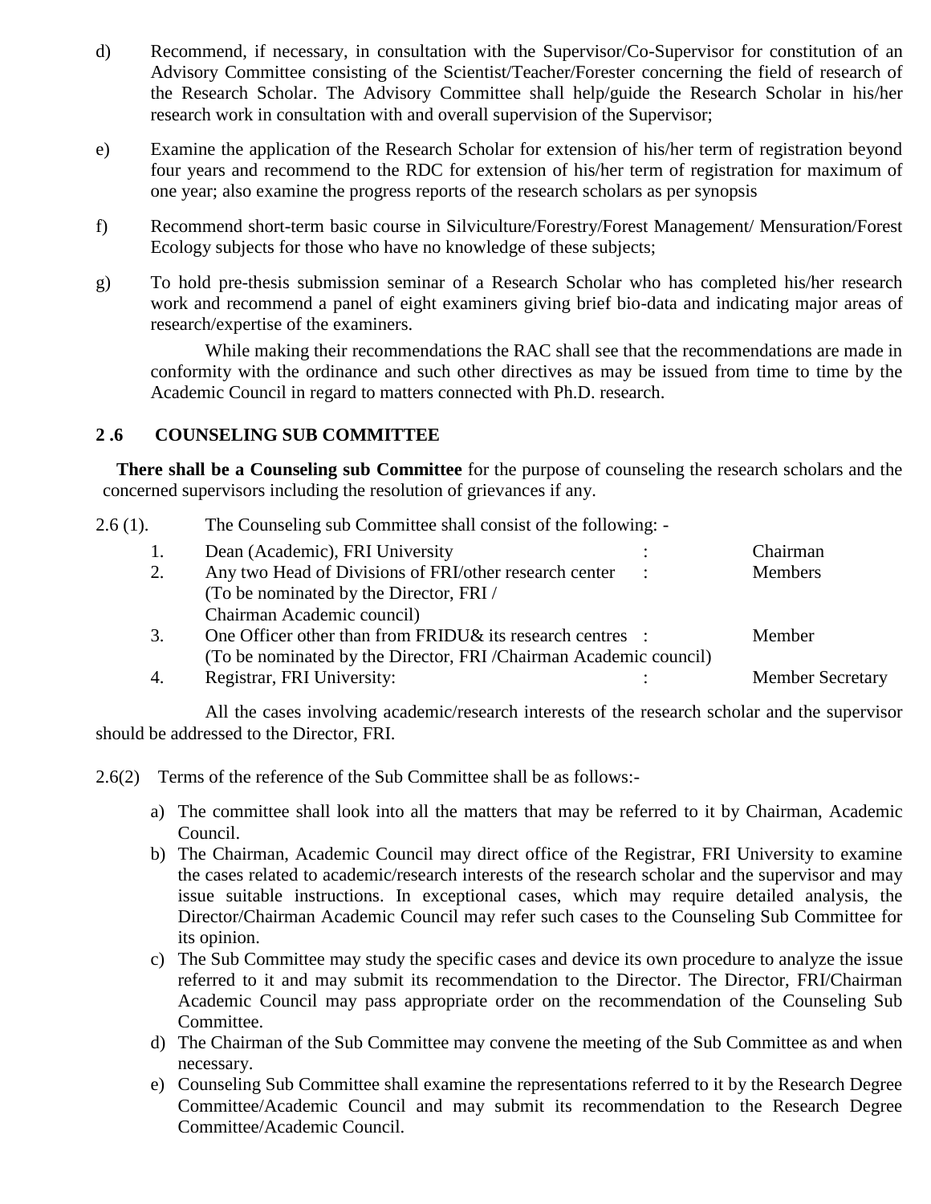d) Recommend, if necessary, in consultation with the Supervisor/Co-Supervisor for constitution of an Advisory Committee consisting of the Scientist/Teacher/Forester concerning the field of research of the Research Scholar. The Advisory Committee shall help/guide the Research Scholar in his/her research work in consultation with and overall supervision of the Supervisor;

e) Examine the application of the Research Scholar for extension of his/her term of registration beyond four years and recommend to the RDC for extension of his/her term of registration for maximum of one year; also examine the progress reports of the research scholars as per synopsis

f) Recommend short-term basic course in Silviculture/Forestry/Forest Management/ Mensuration/Forest Ecology subjects for those who have no knowledge of these subjects;

g) To hold pre-thesis submission seminar of a Research Scholar who has completed his/her research work and recommend a panel of eight examiners giving brief bio-data and indicating major areas of research/expertise of the examiners.

While making their recommendations the RAC shall see that the recommendations are made in conformity with the ordinance and such other directives as may be issued from time to time by the Academic Council in regard to matters connected with Ph.D. research.

### 2 .6 COUNSELING SUB COMMITTEE

**There shall be a Counseling sub Committee** for the purpose of counseling the research scholars and the concerned supervisors including the resolution of grievances if any.

2.6 (1). The Counseling sub Committee shall consist of the following: -

| | | | |
|---|---|---|---|
| 1. | Dean (Academic), FRI University | : | Chairman |
| 2. | Any two Head of Divisions of FRI/other research center (To be nominated by the Director, FRI / Chairman Academic council) | : | Members |
| 3. | One Officer other than from FRIDU& its research centres (To be nominated by the Director, FRI /Chairman Academic council) | : | Member |
| 4. | Registrar, FRI University: | : | Member Secretary |

All the cases involving academic/research interests of the research scholar and the supervisor should be addressed to the Director, FRI.

2.6(2) Terms of the reference of the Sub Committee shall be as follows:-

a) The committee shall look into all the matters that may be referred to it by Chairman, Academic Council.
b) The Chairman, Academic Council may direct office of the Registrar, FRI University to examine the cases related to academic/research interests of the research scholar and the supervisor and may issue suitable instructions. In exceptional cases, which may require detailed analysis, the Director/Chairman Academic Council may refer such cases to the Counseling Sub Committee for its opinion.
c) The Sub Committee may study the specific cases and device its own procedure to analyze the issue referred to it and may submit its recommendation to the Director. The Director, FRI/Chairman Academic Council may pass appropriate order on the recommendation of the Counseling Sub Committee.
d) The Chairman of the Sub Committee may convene the meeting of the Sub Committee as and when necessary.
e) Counseling Sub Committee shall examine the representations referred to it by the Research Degree Committee/Academic Council and may submit its recommendation to the Research Degree Committee/Academic Council.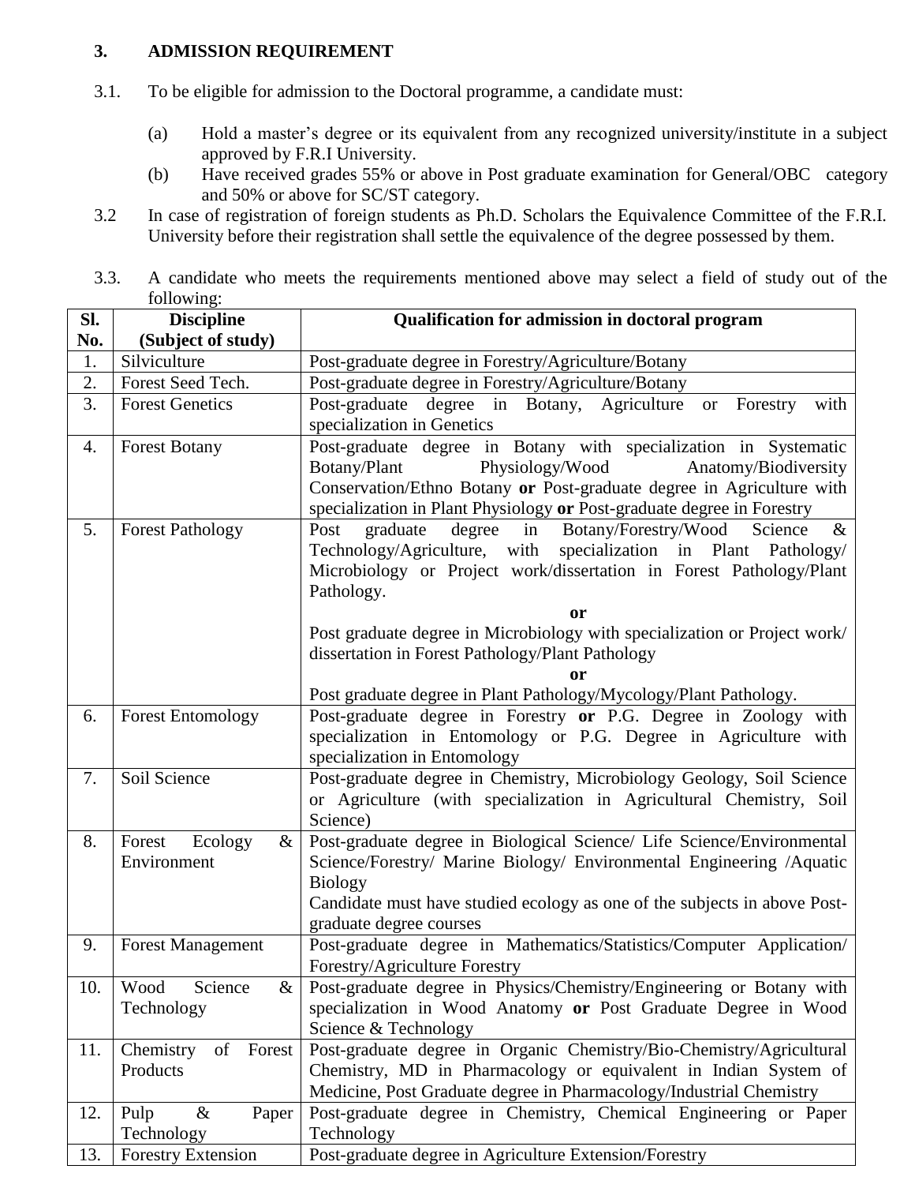## 3. ADMISSION REQUIREMENT

3.1. To be eligible for admission to the Doctoral programme, a candidate must:

(a) Hold a master's degree or its equivalent from any recognized university/institute in a subject approved by F.R.I University.

(b) Have received grades 55% or above in Post graduate examination for General/OBC category and 50% or above for SC/ST category.

3.2 In case of registration of foreign students as Ph.D. Scholars the Equivalence Committee of the F.R.I. University before their registration shall settle the equivalence of the degree possessed by them.

3.3. A candidate who meets the requirements mentioned above may select a field of study out of the following:

| Sl. No. | Discipline (Subject of study) | Qualification for admission in doctoral program |
|---|---|---|
| 1. | Silviculture | Post-graduate degree in Forestry/Agriculture/Botany |
| 2. | Forest Seed Tech. | Post-graduate degree in Forestry/Agriculture/Botany |
| 3. | Forest Genetics | Post-graduate degree in Botany, Agriculture or Forestry with specialization in Genetics |
| 4. | Forest Botany | Post-graduate degree in Botany with specialization in Systematic Botany/Plant Physiology/Wood Anatomy/Biodiversity Conservation/Ethno Botany **or** Post-graduate degree in Agriculture with specialization in Plant Physiology **or** Post-graduate degree in Forestry |
| 5. | Forest Pathology | Post graduate degree in Botany/Forestry/Wood Science & Technology/Agriculture, with specialization in Plant Pathology/ Microbiology or Project work/dissertation in Forest Pathology/Plant Pathology. **or** Post graduate degree in Microbiology with specialization or Project work/ dissertation in Forest Pathology/Plant Pathology **or** Post graduate degree in Plant Pathology/Mycology/Plant Pathology. |
| 6. | Forest Entomology | Post-graduate degree in Forestry **or** P.G. Degree in Zoology with specialization in Entomology or P.G. Degree in Agriculture with specialization in Entomology |
| 7. | Soil Science | Post-graduate degree in Chemistry, Microbiology Geology, Soil Science or Agriculture (with specialization in Agricultural Chemistry, Soil Science) |
| 8. | Forest Ecology & Environment | Post-graduate degree in Biological Science/ Life Science/Environmental Science/Forestry/ Marine Biology/ Environmental Engineering /Aquatic Biology<br>Candidate must have studied ecology as one of the subjects in above Post-graduate degree courses |
| 9. | Forest Management | Post-graduate degree in Mathematics/Statistics/Computer Application/ Forestry/Agriculture Forestry |
| 10. | Wood Science & Technology | Post-graduate degree in Physics/Chemistry/Engineering or Botany with specialization in Wood Anatomy **or** Post Graduate Degree in Wood Science & Technology |
| 11. | Chemistry of Forest Products | Post-graduate degree in Organic Chemistry/Bio-Chemistry/Agricultural Chemistry, MD in Pharmacology or equivalent in Indian System of Medicine, Post Graduate degree in Pharmacology/Industrial Chemistry |
| 12. | Pulp & Paper Technology | Post-graduate degree in Chemistry, Chemical Engineering or Paper Technology |
| 13. | Forestry Extension | Post-graduate degree in Agriculture Extension/Forestry |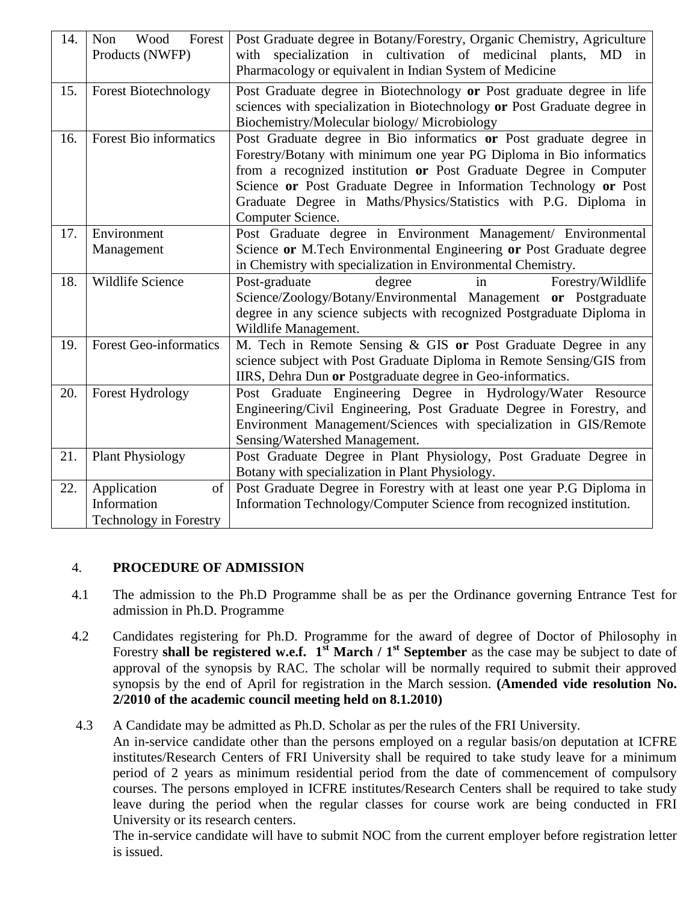| 14. | Non Wood Forest Products (NWFP) | Post Graduate degree in Botany/Forestry, Organic Chemistry, Agriculture with specialization in cultivation of medicinal plants, MD in Pharmacology or equivalent in Indian System of Medicine |
|---|---|---|
| 15. | Forest Biotechnology | Post Graduate degree in Biotechnology **or** Post graduate degree in life sciences with specialization in Biotechnology **or** Post Graduate degree in Biochemistry/Molecular biology/ Microbiology |
| 16. | Forest Bio informatics | Post Graduate degree in Bio informatics **or** Post graduate degree in Forestry/Botany with minimum one year PG Diploma in Bio informatics from a recognized institution **or** Post Graduate Degree in Computer Science **or** Post Graduate Degree in Information Technology **or** Post Graduate Degree in Maths/Physics/Statistics with P.G. Diploma in Computer Science. |
| 17. | Environment Management | Post Graduate degree in Environment Management/ Environmental Science **or** M.Tech Environmental Engineering **or** Post Graduate degree in Chemistry with specialization in Environmental Chemistry. |
| 18. | Wildlife Science | Post-graduate degree in Forestry/Wildlife Science/Zoology/Botany/Environmental Management **or** Postgraduate degree in any science subjects with recognized Postgraduate Diploma in Wildlife Management. |
| 19. | Forest Geo-informatics | M. Tech in Remote Sensing & GIS **or** Post Graduate Degree in any science subject with Post Graduate Diploma in Remote Sensing/GIS from IIRS, Dehra Dun **or** Postgraduate degree in Geo-informatics. |
| 20. | Forest Hydrology | Post Graduate Engineering Degree in Hydrology/Water Resource Engineering/Civil Engineering, Post Graduate Degree in Forestry, and Environment Management/Sciences with specialization in GIS/Remote Sensing/Watershed Management. |
| 21. | Plant Physiology | Post Graduate Degree in Plant Physiology, Post Graduate Degree in Botany with specialization in Plant Physiology. |
| 22. | Application of Information Technology in Forestry | Post Graduate Degree in Forestry with at least one year P.G Diploma in Information Technology/Computer Science from recognized institution. |

## 4. PROCEDURE OF ADMISSION

4.1 The admission to the Ph.D Programme shall be as per the Ordinance governing Entrance Test for admission in Ph.D. Programme

4.2 Candidates registering for Ph.D. Programme for the award of degree of Doctor of Philosophy in Forestry **shall be registered w.e.f. 1st March / 1st September** as the case may be subject to date of approval of the synopsis by RAC. The scholar will be normally required to submit their approved synopsis by the end of April for registration in the March session. **(Amended vide resolution No. 2/2010 of the academic council meeting held on 8.1.2010)**

4.3 A Candidate may be admitted as Ph.D. Scholar as per the rules of the FRI University.
An in-service candidate other than the persons employed on a regular basis/on deputation at ICFRE institutes/Research Centers of FRI University shall be required to take study leave for a minimum period of 2 years as minimum residential period from the date of commencement of compulsory courses. The persons employed in ICFRE institutes/Research Centers shall be required to take study leave during the period when the regular classes for course work are being conducted in FRI University or its research centers.
The in-service candidate will have to submit NOC from the current employer before registration letter is issued.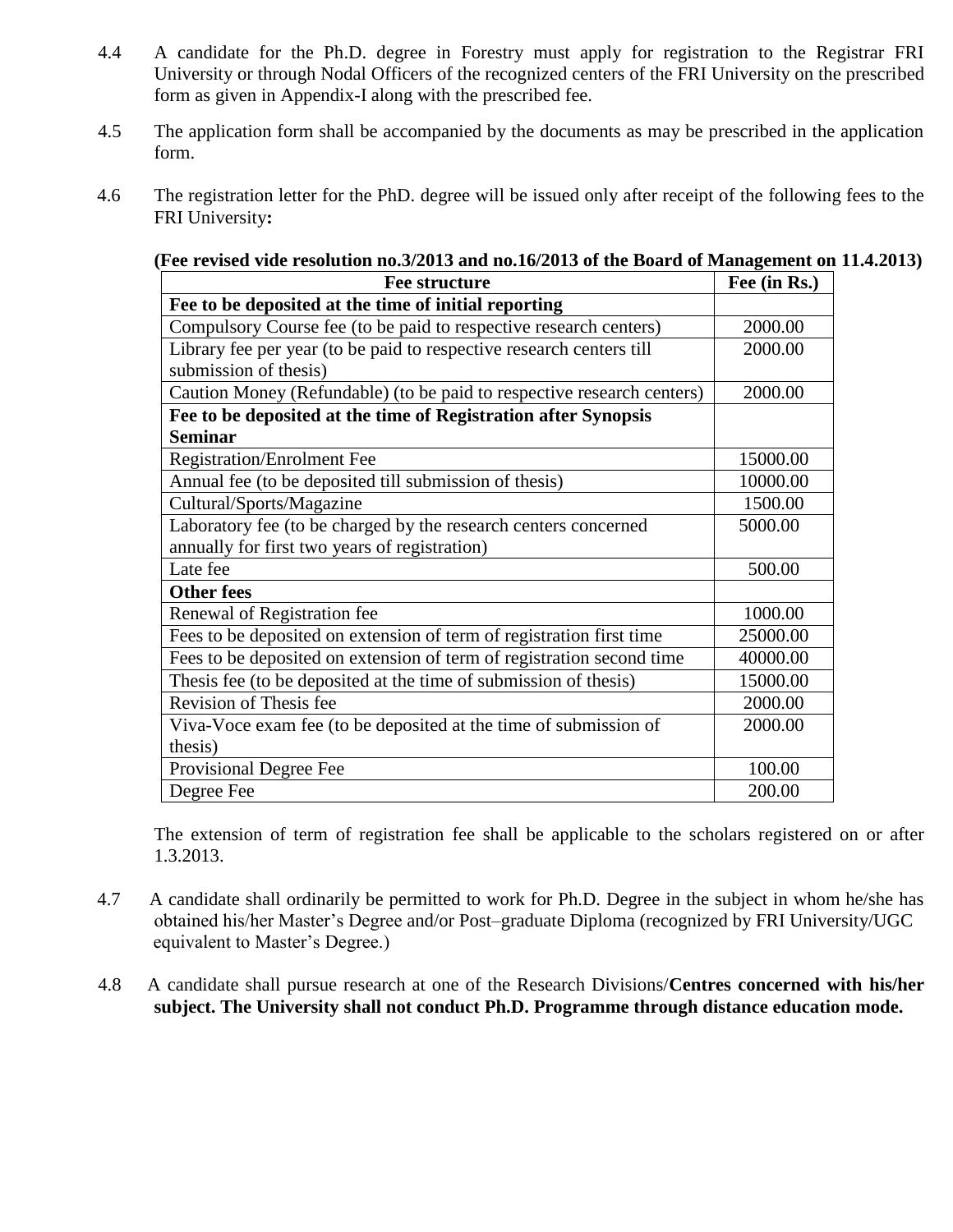4.4 A candidate for the Ph.D. degree in Forestry must apply for registration to the Registrar FRI University or through Nodal Officers of the recognized centers of the FRI University on the prescribed form as given in Appendix-I along with the prescribed fee.

4.5 The application form shall be accompanied by the documents as may be prescribed in the application form.

4.6 The registration letter for the PhD. degree will be issued only after receipt of the following fees to the FRI University**:**

**(Fee revised vide resolution no.3/2013 and no.16/2013 of the Board of Management on 11.4.2013)**

| Fee structure | Fee (in Rs.) |
|---|---|
| **Fee to be deposited at the time of initial reporting** | |
| Compulsory Course fee (to be paid to respective research centers) | 2000.00 |
| Library fee per year (to be paid to respective research centers till submission of thesis) | 2000.00 |
| Caution Money (Refundable) (to be paid to respective research centers) | 2000.00 |
| **Fee to be deposited at the time of Registration after Synopsis Seminar** | |
| Registration/Enrolment Fee | 15000.00 |
| Annual fee (to be deposited till submission of thesis) | 10000.00 |
| Cultural/Sports/Magazine | 1500.00 |
| Laboratory fee (to be charged by the research centers concerned annually for first two years of registration) | 5000.00 |
| Late fee | 500.00 |
| **Other fees** | |
| Renewal of Registration fee | 1000.00 |
| Fees to be deposited on extension of term of registration first time | 25000.00 |
| Fees to be deposited on extension of term of registration second time | 40000.00 |
| Thesis fee (to be deposited at the time of submission of thesis) | 15000.00 |
| Revision of Thesis fee | 2000.00 |
| Viva-Voce exam fee (to be deposited at the time of submission of thesis) | 2000.00 |
| Provisional Degree Fee | 100.00 |
| Degree Fee | 200.00 |

The extension of term of registration fee shall be applicable to the scholars registered on or after 1.3.2013.

4.7 A candidate shall ordinarily be permitted to work for Ph.D. Degree in the subject in whom he/she has obtained his/her Master's Degree and/or Post–graduate Diploma (recognized by FRI University/UGC equivalent to Master's Degree.)

4.8 A candidate shall pursue research at one of the Research Divisions/**Centres concerned with his/her subject. The University shall not conduct Ph.D. Programme through distance education mode.**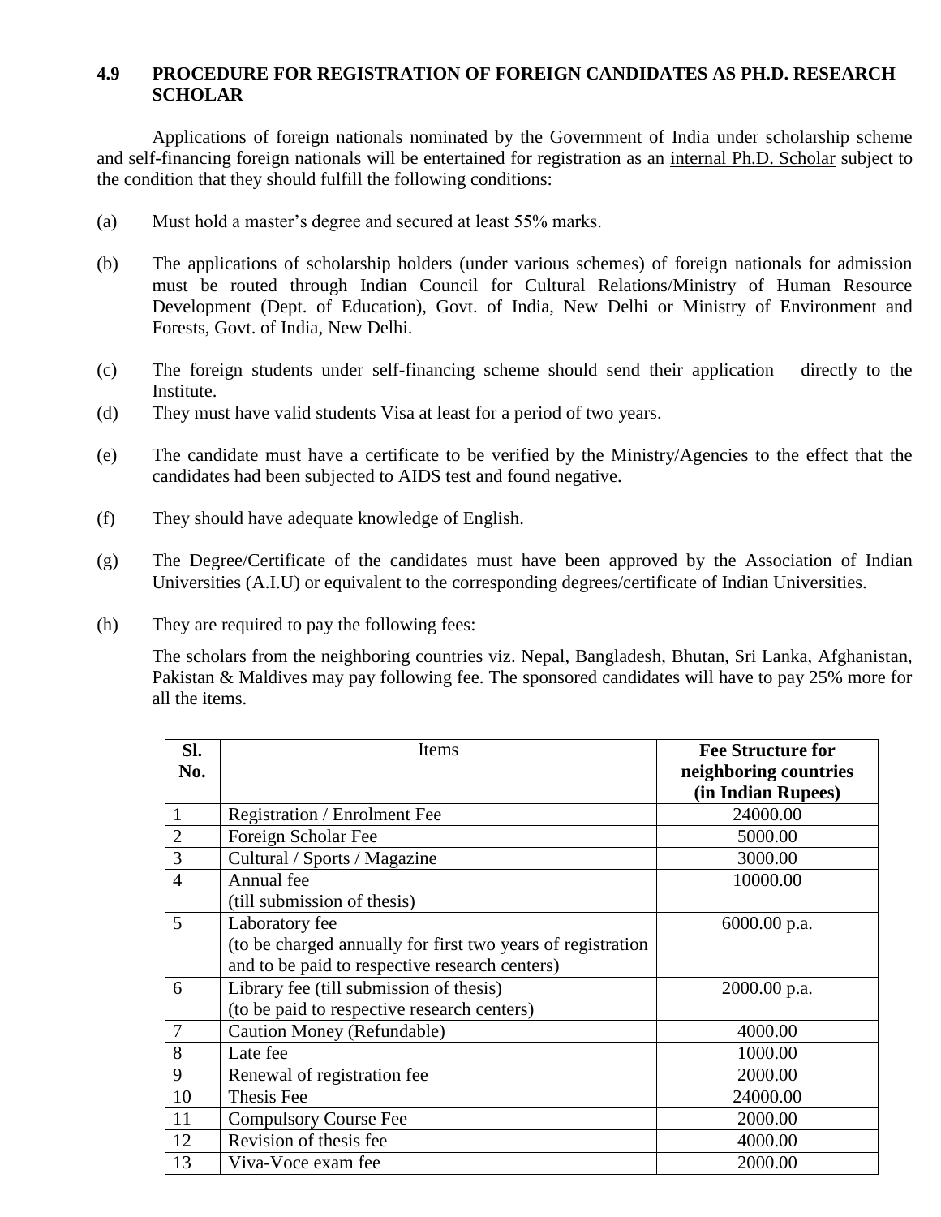### 4.9 PROCEDURE FOR REGISTRATION OF FOREIGN CANDIDATES AS PH.D. RESEARCH SCHOLAR

Applications of foreign nationals nominated by the Government of India under scholarship scheme and self-financing foreign nationals will be entertained for registration as an internal Ph.D. Scholar subject to the condition that they should fulfill the following conditions:

(a) Must hold a master's degree and secured at least 55% marks.

(b) The applications of scholarship holders (under various schemes) of foreign nationals for admission must be routed through Indian Council for Cultural Relations/Ministry of Human Resource Development (Dept. of Education), Govt. of India, New Delhi or Ministry of Environment and Forests, Govt. of India, New Delhi.

(c) The foreign students under self-financing scheme should send their application directly to the Institute.

(d) They must have valid students Visa at least for a period of two years.

(e) The candidate must have a certificate to be verified by the Ministry/Agencies to the effect that the candidates had been subjected to AIDS test and found negative.

(f) They should have adequate knowledge of English.

(g) The Degree/Certificate of the candidates must have been approved by the Association of Indian Universities (A.I.U) or equivalent to the corresponding degrees/certificate of Indian Universities.

(h) They are required to pay the following fees:

The scholars from the neighboring countries viz. Nepal, Bangladesh, Bhutan, Sri Lanka, Afghanistan, Pakistan & Maldives may pay following fee. The sponsored candidates will have to pay 25% more for all the items.

| **Sl. No.** | Items | **Fee Structure for neighboring countries (in Indian Rupees)** |
|---|---|---|
| 1 | Registration / Enrolment Fee | 24000.00 |
| 2 | Foreign Scholar Fee | 5000.00 |
| 3 | Cultural / Sports / Magazine | 3000.00 |
| 4 | Annual fee (till submission of thesis) | 10000.00 |
| 5 | Laboratory fee (to be charged annually for first two years of registration and to be paid to respective research centers) | 6000.00 p.a. |
| 6 | Library fee (till submission of thesis) (to be paid to respective research centers) | 2000.00 p.a. |
| 7 | Caution Money (Refundable) | 4000.00 |
| 8 | Late fee | 1000.00 |
| 9 | Renewal of registration fee | 2000.00 |
| 10 | Thesis Fee | 24000.00 |
| 11 | Compulsory Course Fee | 2000.00 |
| 12 | Revision of thesis fee | 4000.00 |
| 13 | Viva-Voce exam fee | 2000.00 |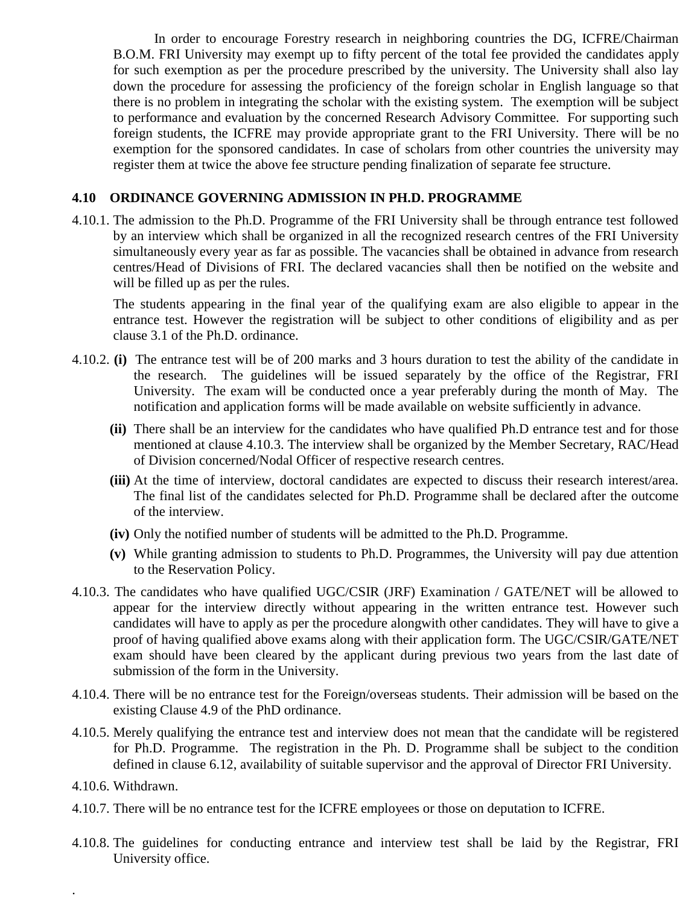In order to encourage Forestry research in neighboring countries the DG, ICFRE/Chairman B.O.M. FRI University may exempt up to fifty percent of the total fee provided the candidates apply for such exemption as per the procedure prescribed by the university. The University shall also lay down the procedure for assessing the proficiency of the foreign scholar in English language so that there is no problem in integrating the scholar with the existing system. The exemption will be subject to performance and evaluation by the concerned Research Advisory Committee. For supporting such foreign students, the ICFRE may provide appropriate grant to the FRI University. There will be no exemption for the sponsored candidates. In case of scholars from other countries the university may register them at twice the above fee structure pending finalization of separate fee structure.

## 4.10 ORDINANCE GOVERNING ADMISSION IN PH.D. PROGRAMME

4.10.1. The admission to the Ph.D. Programme of the FRI University shall be through entrance test followed by an interview which shall be organized in all the recognized research centres of the FRI University simultaneously every year as far as possible. The vacancies shall be obtained in advance from research centres/Head of Divisions of FRI. The declared vacancies shall then be notified on the website and will be filled up as per the rules.

The students appearing in the final year of the qualifying exam are also eligible to appear in the entrance test. However the registration will be subject to other conditions of eligibility and as per clause 3.1 of the Ph.D. ordinance.

4.10.2. **(i)** The entrance test will be of 200 marks and 3 hours duration to test the ability of the candidate in the research. The guidelines will be issued separately by the office of the Registrar, FRI University. The exam will be conducted once a year preferably during the month of May. The notification and application forms will be made available on website sufficiently in advance.

**(ii)** There shall be an interview for the candidates who have qualified Ph.D entrance test and for those mentioned at clause 4.10.3. The interview shall be organized by the Member Secretary, RAC/Head of Division concerned/Nodal Officer of respective research centres.

**(iii)** At the time of interview, doctoral candidates are expected to discuss their research interest/area. The final list of the candidates selected for Ph.D. Programme shall be declared after the outcome of the interview.

**(iv)** Only the notified number of students will be admitted to the Ph.D. Programme.

**(v)** While granting admission to students to Ph.D. Programmes, the University will pay due attention to the Reservation Policy.

4.10.3. The candidates who have qualified UGC/CSIR (JRF) Examination / GATE/NET will be allowed to appear for the interview directly without appearing in the written entrance test. However such candidates will have to apply as per the procedure alongwith other candidates. They will have to give a proof of having qualified above exams along with their application form. The UGC/CSIR/GATE/NET exam should have been cleared by the applicant during previous two years from the last date of submission of the form in the University.

4.10.4. There will be no entrance test for the Foreign/overseas students. Their admission will be based on the existing Clause 4.9 of the PhD ordinance.

4.10.5. Merely qualifying the entrance test and interview does not mean that the candidate will be registered for Ph.D. Programme. The registration in the Ph. D. Programme shall be subject to the condition defined in clause 6.12, availability of suitable supervisor and the approval of Director FRI University.

4.10.6. Withdrawn.

4.10.7. There will be no entrance test for the ICFRE employees or those on deputation to ICFRE.

4.10.8. The guidelines for conducting entrance and interview test shall be laid by the Registrar, FRI University office.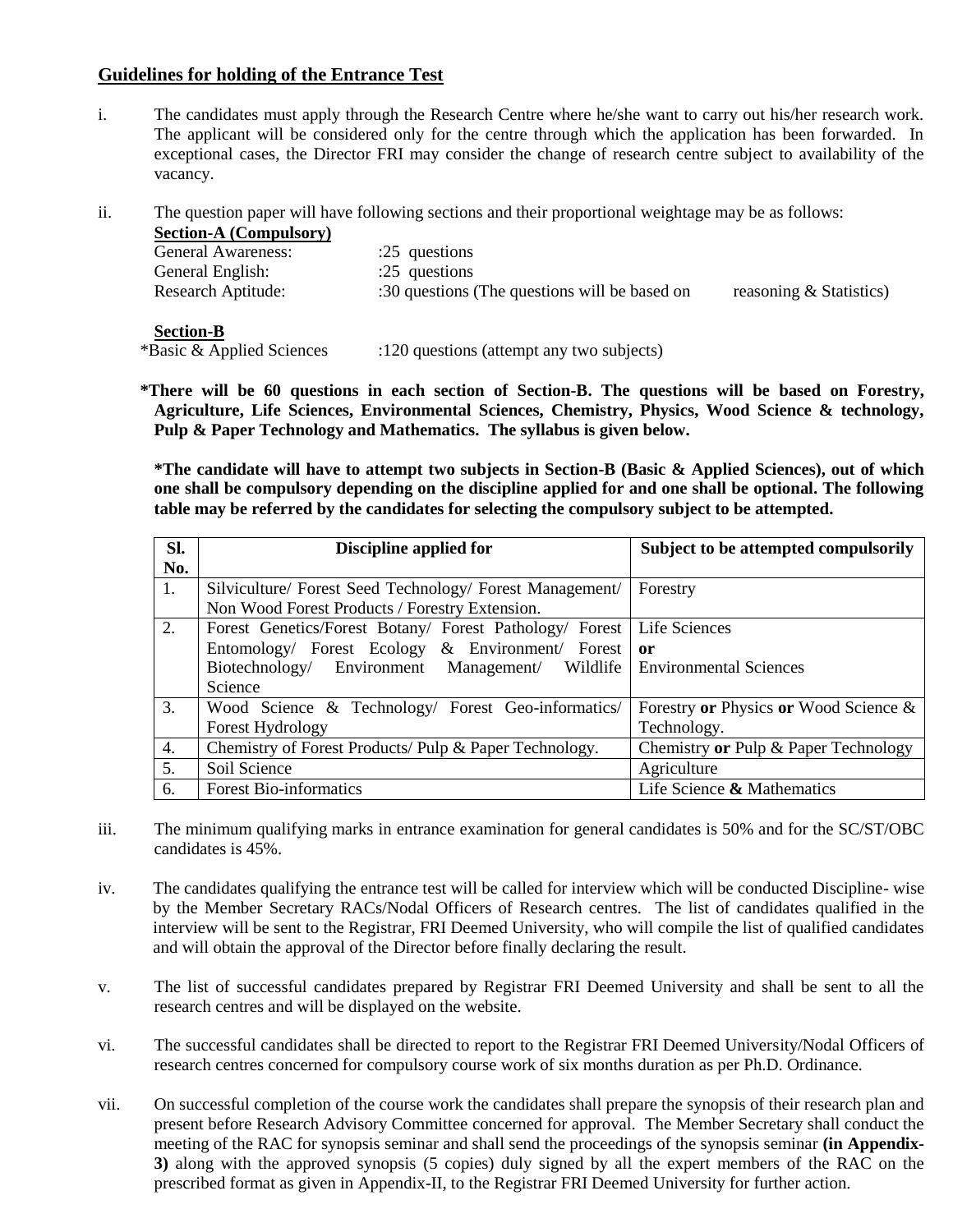## Guidelines for holding of the Entrance Test

i. The candidates must apply through the Research Centre where he/she want to carry out his/her research work. The applicant will be considered only for the centre through which the application has been forwarded. In exceptional cases, the Director FRI may consider the change of research centre subject to availability of the vacancy.

ii. The question paper will have following sections and their proportional weightage may be as follows:

**Section-A (Compulsory)**

General Awareness: :25 questions
General English: :25 questions
Research Aptitude: :30 questions (The questions will be based on reasoning & Statistics)

**Section-B**

*Basic & Applied Sciences :120 questions (attempt any two subjects)

**\*There will be 60 questions in each section of Section-B. The questions will be based on Forestry, Agriculture, Life Sciences, Environmental Sciences, Chemistry, Physics, Wood Science & technology, Pulp & Paper Technology and Mathematics. The syllabus is given below.**

**\*The candidate will have to attempt two subjects in Section-B (Basic & Applied Sciences), out of which one shall be compulsory depending on the discipline applied for and one shall be optional. The following table may be referred by the candidates for selecting the compulsory subject to be attempted.**

| Sl. No. | Discipline applied for | Subject to be attempted compulsorily |
|---|---|---|
| 1. | Silviculture/ Forest Seed Technology/ Forest Management/ Non Wood Forest Products / Forestry Extension. | Forestry |
| 2. | Forest Genetics/Forest Botany/ Forest Pathology/ Forest Entomology/ Forest Ecology & Environment/ Forest Biotechnology/ Environment Management/ Wildlife Science | Life Sciences **or** Environmental Sciences |
| 3. | Wood Science & Technology/ Forest Geo-informatics/ Forest Hydrology | Forestry **or** Physics **or** Wood Science & Technology. |
| 4. | Chemistry of Forest Products/ Pulp & Paper Technology. | Chemistry **or** Pulp & Paper Technology |
| 5. | Soil Science | Agriculture |
| 6. | Forest Bio-informatics | Life Science **&** Mathematics |

iii. The minimum qualifying marks in entrance examination for general candidates is 50% and for the SC/ST/OBC candidates is 45%.

iv. The candidates qualifying the entrance test will be called for interview which will be conducted Discipline- wise by the Member Secretary RACs/Nodal Officers of Research centres. The list of candidates qualified in the interview will be sent to the Registrar, FRI Deemed University, who will compile the list of qualified candidates and will obtain the approval of the Director before finally declaring the result.

v. The list of successful candidates prepared by Registrar FRI Deemed University and shall be sent to all the research centres and will be displayed on the website.

vi. The successful candidates shall be directed to report to the Registrar FRI Deemed University/Nodal Officers of research centres concerned for compulsory course work of six months duration as per Ph.D. Ordinance.

vii. On successful completion of the course work the candidates shall prepare the synopsis of their research plan and present before Research Advisory Committee concerned for approval. The Member Secretary shall conduct the meeting of the RAC for synopsis seminar and shall send the proceedings of the synopsis seminar **(in Appendix-3)** along with the approved synopsis (5 copies) duly signed by all the expert members of the RAC on the prescribed format as given in Appendix-II, to the Registrar FRI Deemed University for further action.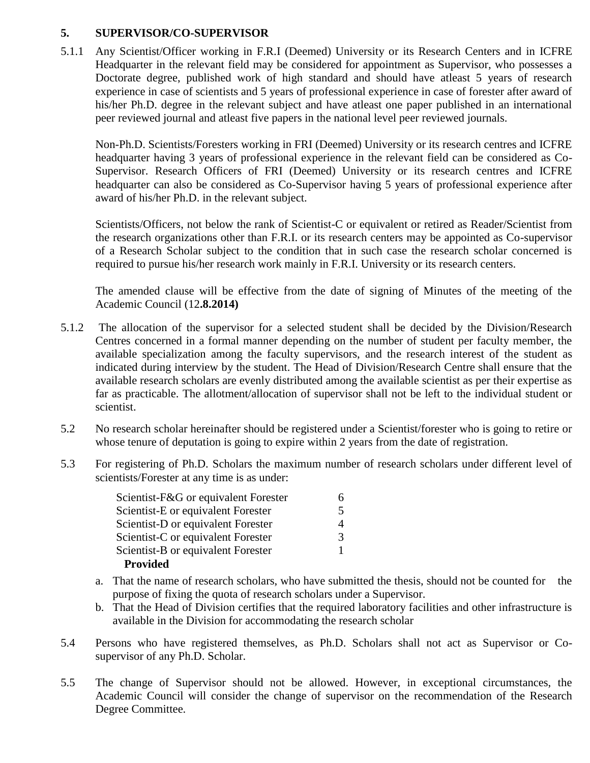## 5. SUPERVISOR/CO-SUPERVISOR

5.1.1 Any Scientist/Officer working in F.R.I (Deemed) University or its Research Centers and in ICFRE Headquarter in the relevant field may be considered for appointment as Supervisor, who possesses a Doctorate degree, published work of high standard and should have atleast 5 years of research experience in case of scientists and 5 years of professional experience in case of forester after award of his/her Ph.D. degree in the relevant subject and have atleast one paper published in an international peer reviewed journal and atleast five papers in the national level peer reviewed journals.

Non-Ph.D. Scientists/Foresters working in FRI (Deemed) University or its research centres and ICFRE headquarter having 3 years of professional experience in the relevant field can be considered as Co-Supervisor. Research Officers of FRI (Deemed) University or its research centres and ICFRE headquarter can also be considered as Co-Supervisor having 5 years of professional experience after award of his/her Ph.D. in the relevant subject.

Scientists/Officers, not below the rank of Scientist-C or equivalent or retired as Reader/Scientist from the research organizations other than F.R.I. or its research centers may be appointed as Co-supervisor of a Research Scholar subject to the condition that in such case the research scholar concerned is required to pursue his/her research work mainly in F.R.I. University or its research centers.

The amended clause will be effective from the date of signing of Minutes of the meeting of the Academic Council (12**.8.2014)**

5.1.2 The allocation of the supervisor for a selected student shall be decided by the Division/Research Centres concerned in a formal manner depending on the number of student per faculty member, the available specialization among the faculty supervisors, and the research interest of the student as indicated during interview by the student. The Head of Division/Research Centre shall ensure that the available research scholars are evenly distributed among the available scientist as per their expertise as far as practicable. The allotment/allocation of supervisor shall not be left to the individual student or scientist.

5.2 No research scholar hereinafter should be registered under a Scientist/forester who is going to retire or whose tenure of deputation is going to expire within 2 years from the date of registration.

5.3 For registering of Ph.D. Scholars the maximum number of research scholars under different level of scientists/Forester at any time is as under:

| | |
|---|---|
| Scientist-F&G or equivalent Forester | 6 |
| Scientist-E or equivalent Forester | 5 |
| Scientist-D or equivalent Forester | 4 |
| Scientist-C or equivalent Forester | 3 |
| Scientist-B or equivalent Forester | 1 |

**Provided**

a. That the name of research scholars, who have submitted the thesis, should not be counted for the purpose of fixing the quota of research scholars under a Supervisor.
b. That the Head of Division certifies that the required laboratory facilities and other infrastructure is available in the Division for accommodating the research scholar

5.4 Persons who have registered themselves, as Ph.D. Scholars shall not act as Supervisor or Co-supervisor of any Ph.D. Scholar.

5.5 The change of Supervisor should not be allowed. However, in exceptional circumstances, the Academic Council will consider the change of supervisor on the recommendation of the Research Degree Committee.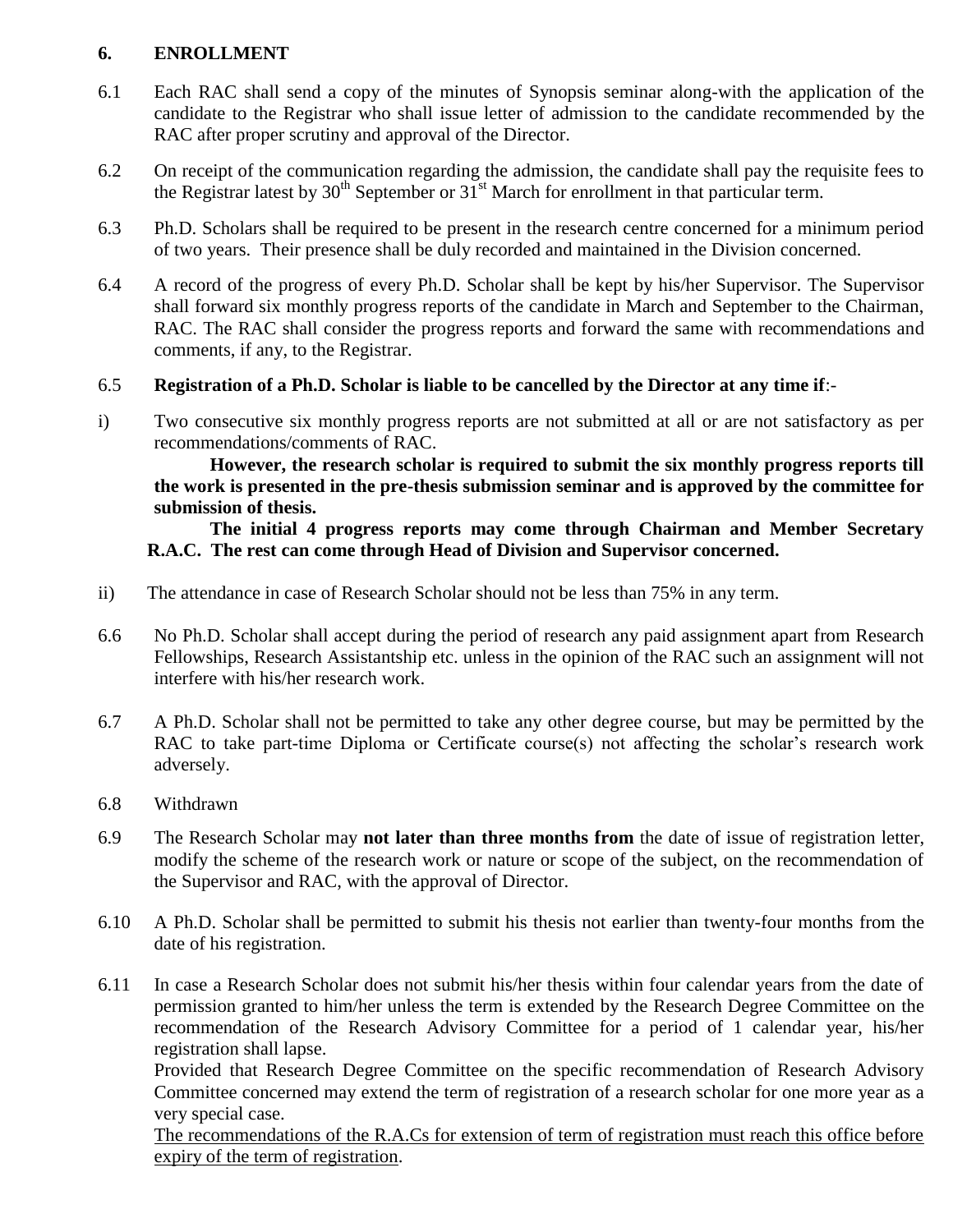## 6. ENROLLMENT

6.1 Each RAC shall send a copy of the minutes of Synopsis seminar along-with the application of the candidate to the Registrar who shall issue letter of admission to the candidate recommended by the RAC after proper scrutiny and approval of the Director.

6.2 On receipt of the communication regarding the admission, the candidate shall pay the requisite fees to the Registrar latest by 30th September or 31st March for enrollment in that particular term.

6.3 Ph.D. Scholars shall be required to be present in the research centre concerned for a minimum period of two years. Their presence shall be duly recorded and maintained in the Division concerned.

6.4 A record of the progress of every Ph.D. Scholar shall be kept by his/her Supervisor. The Supervisor shall forward six monthly progress reports of the candidate in March and September to the Chairman, RAC. The RAC shall consider the progress reports and forward the same with recommendations and comments, if any, to the Registrar.

6.5 **Registration of a Ph.D. Scholar is liable to be cancelled by the Director at any time if**:-

i) Two consecutive six monthly progress reports are not submitted at all or are not satisfactory as per recommendations/comments of RAC.

**However, the research scholar is required to submit the six monthly progress reports till the work is presented in the pre-thesis submission seminar and is approved by the committee for submission of thesis.**

**The initial 4 progress reports may come through Chairman and Member Secretary R.A.C. The rest can come through Head of Division and Supervisor concerned.**

ii) The attendance in case of Research Scholar should not be less than 75% in any term.

6.6 No Ph.D. Scholar shall accept during the period of research any paid assignment apart from Research Fellowships, Research Assistantship etc. unless in the opinion of the RAC such an assignment will not interfere with his/her research work.

6.7 A Ph.D. Scholar shall not be permitted to take any other degree course, but may be permitted by the RAC to take part-time Diploma or Certificate course(s) not affecting the scholar's research work adversely.

6.8 Withdrawn

6.9 The Research Scholar may **not later than three months from** the date of issue of registration letter, modify the scheme of the research work or nature or scope of the subject, on the recommendation of the Supervisor and RAC, with the approval of Director.

6.10 A Ph.D. Scholar shall be permitted to submit his thesis not earlier than twenty-four months from the date of his registration.

6.11 In case a Research Scholar does not submit his/her thesis within four calendar years from the date of permission granted to him/her unless the term is extended by the Research Degree Committee on the recommendation of the Research Advisory Committee for a period of 1 calendar year, his/her registration shall lapse.

Provided that Research Degree Committee on the specific recommendation of Research Advisory Committee concerned may extend the term of registration of a research scholar for one more year as a very special case.

<u>The recommendations of the R.A.Cs for extension of term of registration must reach this office before expiry of the term of registration</u>.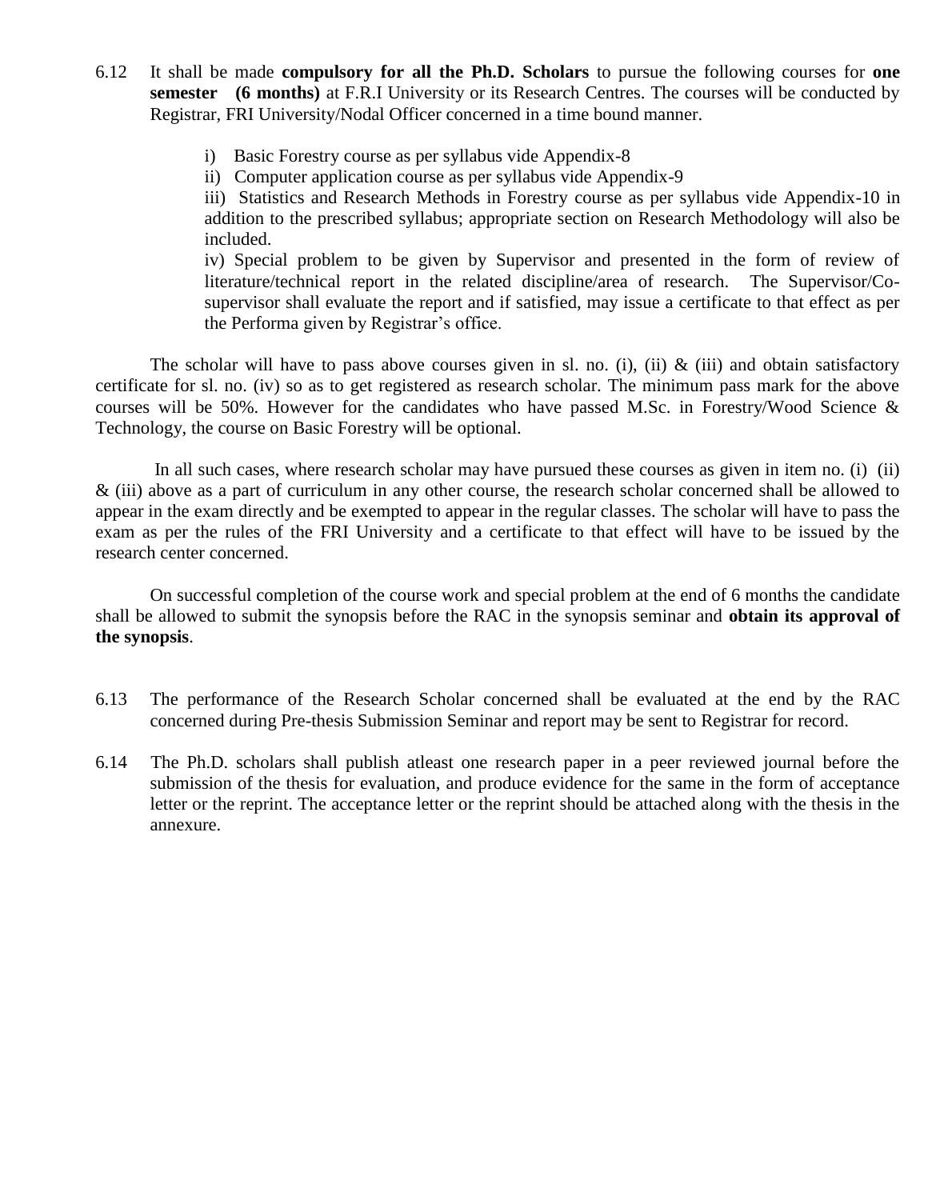6.12 It shall be made **compulsory for all the Ph.D. Scholars** to pursue the following courses for **one semester (6 months)** at F.R.I University or its Research Centres. The courses will be conducted by Registrar, FRI University/Nodal Officer concerned in a time bound manner.

i) Basic Forestry course as per syllabus vide Appendix-8

ii) Computer application course as per syllabus vide Appendix-9

iii) Statistics and Research Methods in Forestry course as per syllabus vide Appendix-10 in addition to the prescribed syllabus; appropriate section on Research Methodology will also be included.

iv) Special problem to be given by Supervisor and presented in the form of review of literature/technical report in the related discipline/area of research. The Supervisor/Co-supervisor shall evaluate the report and if satisfied, may issue a certificate to that effect as per the Performa given by Registrar's office.

The scholar will have to pass above courses given in sl. no. (i), (ii) & (iii) and obtain satisfactory certificate for sl. no. (iv) so as to get registered as research scholar. The minimum pass mark for the above courses will be 50%. However for the candidates who have passed M.Sc. in Forestry/Wood Science & Technology, the course on Basic Forestry will be optional.

In all such cases, where research scholar may have pursued these courses as given in item no. (i) (ii) & (iii) above as a part of curriculum in any other course, the research scholar concerned shall be allowed to appear in the exam directly and be exempted to appear in the regular classes. The scholar will have to pass the exam as per the rules of the FRI University and a certificate to that effect will have to be issued by the research center concerned.

On successful completion of the course work and special problem at the end of 6 months the candidate shall be allowed to submit the synopsis before the RAC in the synopsis seminar and **obtain its approval of the synopsis**.

6.13 The performance of the Research Scholar concerned shall be evaluated at the end by the RAC concerned during Pre-thesis Submission Seminar and report may be sent to Registrar for record.

6.14 The Ph.D. scholars shall publish atleast one research paper in a peer reviewed journal before the submission of the thesis for evaluation, and produce evidence for the same in the form of acceptance letter or the reprint. The acceptance letter or the reprint should be attached along with the thesis in the annexure.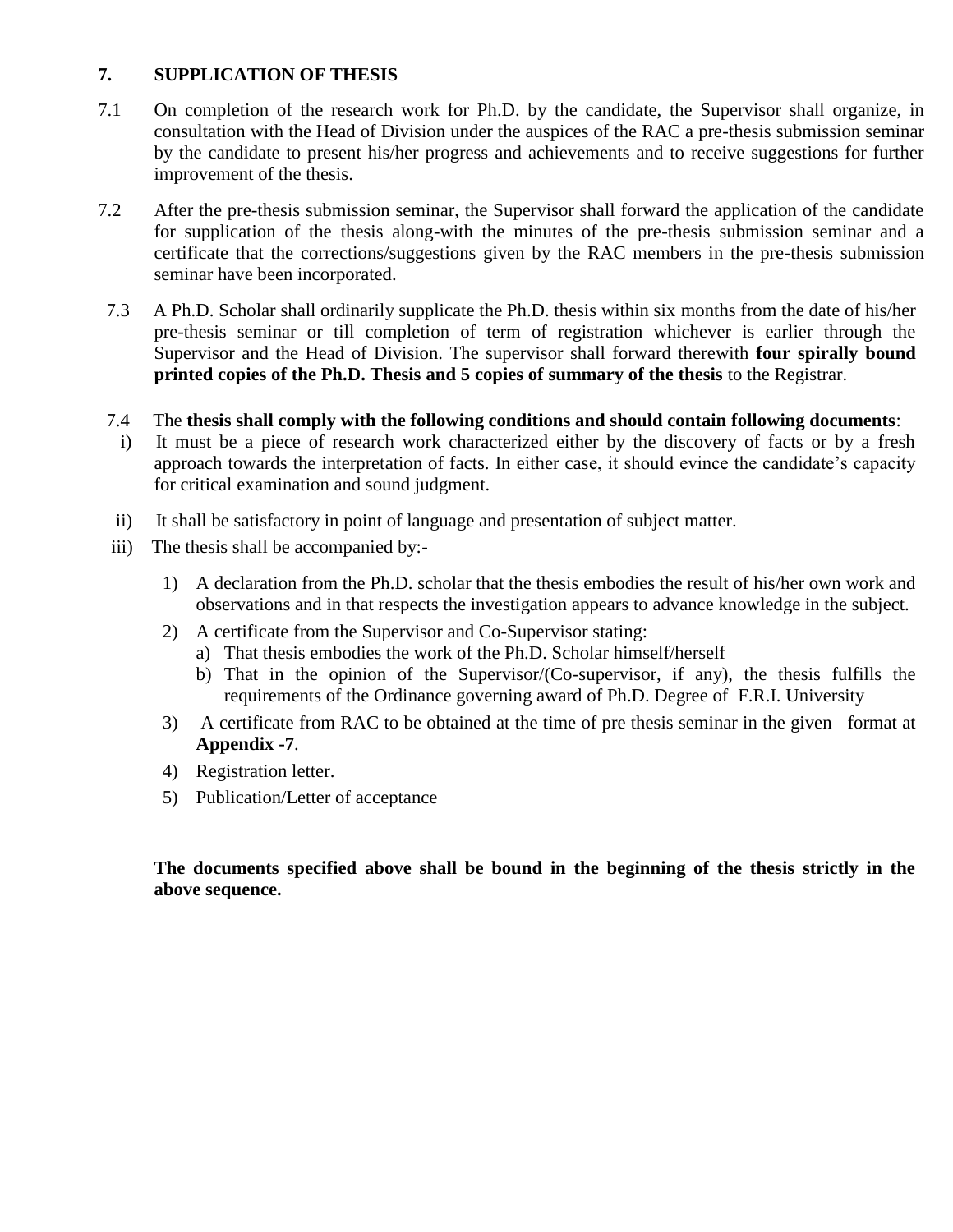## 7. SUPPLICATION OF THESIS

7.1 On completion of the research work for Ph.D. by the candidate, the Supervisor shall organize, in consultation with the Head of Division under the auspices of the RAC a pre-thesis submission seminar by the candidate to present his/her progress and achievements and to receive suggestions for further improvement of the thesis.

7.2 After the pre-thesis submission seminar, the Supervisor shall forward the application of the candidate for supplication of the thesis along-with the minutes of the pre-thesis submission seminar and a certificate that the corrections/suggestions given by the RAC members in the pre-thesis submission seminar have been incorporated.

7.3 A Ph.D. Scholar shall ordinarily supplicate the Ph.D. thesis within six months from the date of his/her pre-thesis seminar or till completion of term of registration whichever is earlier through the Supervisor and the Head of Division. The supervisor shall forward therewith **four spirally bound printed copies of the Ph.D. Thesis and 5 copies of summary of the thesis** to the Registrar.

7.4 The **thesis shall comply with the following conditions and should contain following documents**:

i) It must be a piece of research work characterized either by the discovery of facts or by a fresh approach towards the interpretation of facts. In either case, it should evince the candidate's capacity for critical examination and sound judgment.

ii) It shall be satisfactory in point of language and presentation of subject matter.

iii) The thesis shall be accompanied by:-

1) A declaration from the Ph.D. scholar that the thesis embodies the result of his/her own work and observations and in that respects the investigation appears to advance knowledge in the subject.
2) A certificate from the Supervisor and Co-Supervisor stating:
   a) That thesis embodies the work of the Ph.D. Scholar himself/herself
   b) That in the opinion of the Supervisor/(Co-supervisor, if any), the thesis fulfills the requirements of the Ordinance governing award of Ph.D. Degree of F.R.I. University
3) A certificate from RAC to be obtained at the time of pre thesis seminar in the given format at **Appendix -7**.
4) Registration letter.
5) Publication/Letter of acceptance

**The documents specified above shall be bound in the beginning of the thesis strictly in the above sequence.**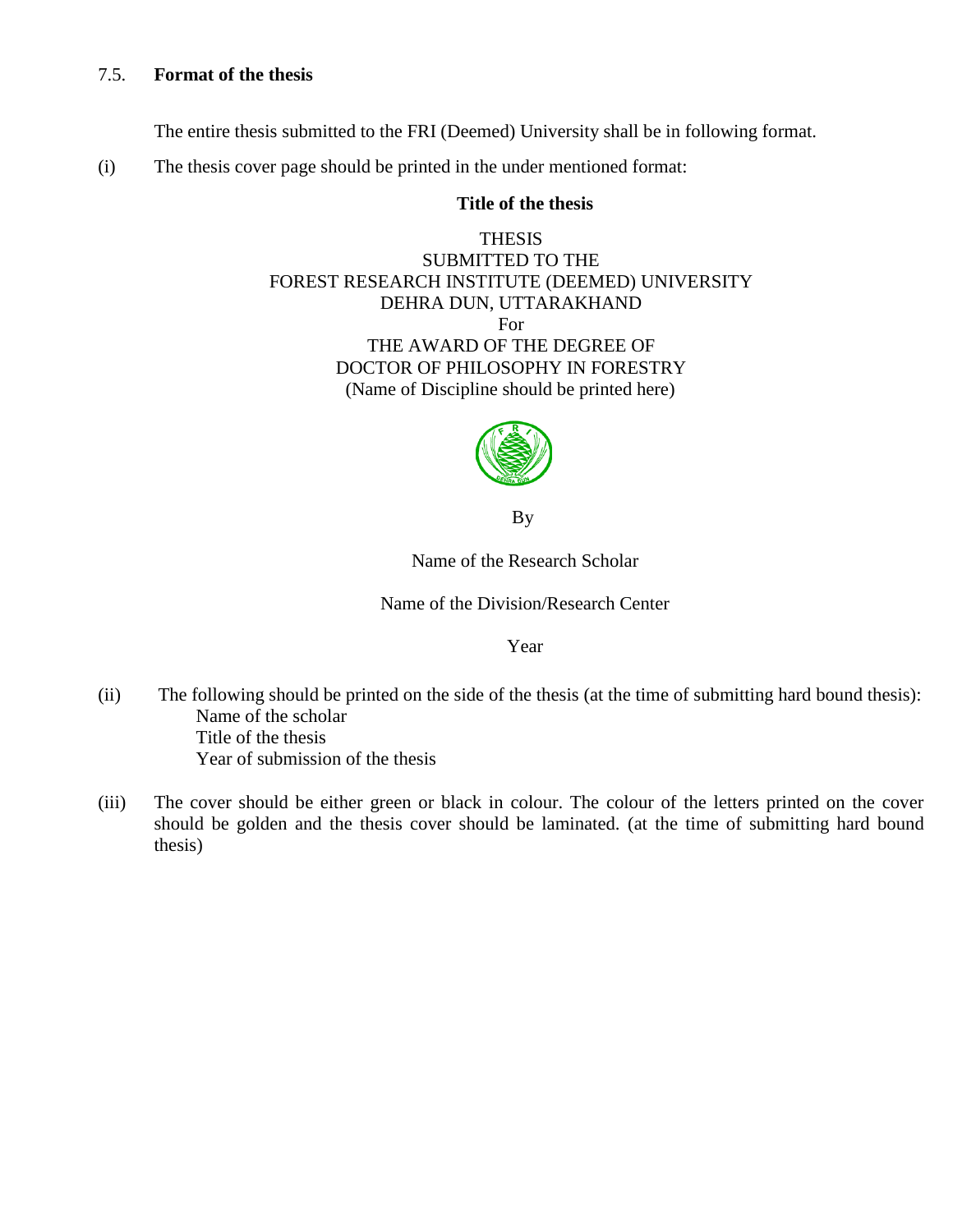## 7.5. **Format of the thesis**

The entire thesis submitted to the FRI (Deemed) University shall be in following format.

(i) The thesis cover page should be printed in the under mentioned format:

<div align="center">

**Title of the thesis**

THESIS
SUBMITTED TO THE
FOREST RESEARCH INSTITUTE (DEEMED) UNIVERSITY
DEHRA DUN, UTTARAKHAND
For
THE AWARD OF THE DEGREE OF
DOCTOR OF PHILOSOPHY IN FORESTRY
(Name of Discipline should be printed here)

By

Name of the Research Scholar

Name of the Division/Research Center

Year

</div>

(ii) The following should be printed on the side of the thesis (at the time of submitting hard bound thesis):
  - Name of the scholar
  - Title of the thesis
  - Year of submission of the thesis

(iii) The cover should be either green or black in colour. The colour of the letters printed on the cover should be golden and the thesis cover should be laminated. (at the time of submitting hard bound thesis)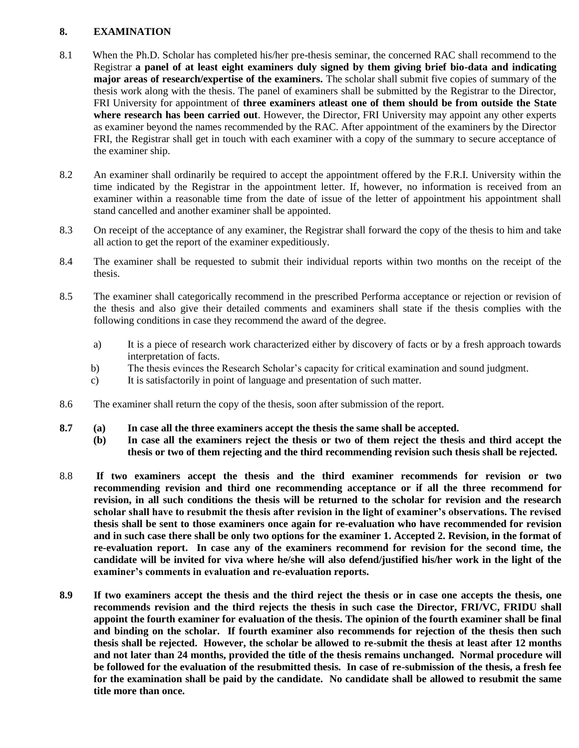## 8. EXAMINATION

8.1 When the Ph.D. Scholar has completed his/her pre-thesis seminar, the concerned RAC shall recommend to the Registrar **a panel of at least eight examiners duly signed by them giving brief bio-data and indicating major areas of research/expertise of the examiners.** The scholar shall submit five copies of summary of the thesis work along with the thesis. The panel of examiners shall be submitted by the Registrar to the Director, FRI University for appointment of **three examiners atleast one of them should be from outside the State where research has been carried out**. However, the Director, FRI University may appoint any other experts as examiner beyond the names recommended by the RAC. After appointment of the examiners by the Director FRI, the Registrar shall get in touch with each examiner with a copy of the summary to secure acceptance of the examiner ship.

8.2 An examiner shall ordinarily be required to accept the appointment offered by the F.R.I. University within the time indicated by the Registrar in the appointment letter. If, however, no information is received from an examiner within a reasonable time from the date of issue of the letter of appointment his appointment shall stand cancelled and another examiner shall be appointed.

8.3 On receipt of the acceptance of any examiner, the Registrar shall forward the copy of the thesis to him and take all action to get the report of the examiner expeditiously.

8.4 The examiner shall be requested to submit their individual reports within two months on the receipt of the thesis.

8.5 The examiner shall categorically recommend in the prescribed Performa acceptance or rejection or revision of the thesis and also give their detailed comments and examiners shall state if the thesis complies with the following conditions in case they recommend the award of the degree.

a) It is a piece of research work characterized either by discovery of facts or by a fresh approach towards interpretation of facts.

b) The thesis evinces the Research Scholar's capacity for critical examination and sound judgment.

c) It is satisfactorily in point of language and presentation of such matter.

8.6 The examiner shall return the copy of the thesis, soon after submission of the report.

**8.7 (a) In case all the three examiners accept the thesis the same shall be accepted.**

**(b) In case all the examiners reject the thesis or two of them reject the thesis and third accept the thesis or two of them rejecting and the third recommending revision such thesis shall be rejected.**

8.8 **If two examiners accept the thesis and the third examiner recommends for revision or two recommending revision and third one recommending acceptance or if all the three recommend for revision, in all such conditions the thesis will be returned to the scholar for revision and the research scholar shall have to resubmit the thesis after revision in the light of examiner's observations. The revised thesis shall be sent to those examiners once again for re-evaluation who have recommended for revision and in such case there shall be only two options for the examiner 1. Accepted 2. Revision, in the format of re-evaluation report. In case any of the examiners recommend for revision for the second time, the candidate will be invited for viva where he/she will also defend/justified his/her work in the light of the examiner's comments in evaluation and re-evaluation reports.**

**8.9 If two examiners accept the thesis and the third reject the thesis or in case one accepts the thesis, one recommends revision and the third rejects the thesis in such case the Director, FRI/VC, FRIDU shall appoint the fourth examiner for evaluation of the thesis. The opinion of the fourth examiner shall be final and binding on the scholar. If fourth examiner also recommends for rejection of the thesis then such thesis shall be rejected. However, the scholar be allowed to re-submit the thesis at least after 12 months and not later than 24 months, provided the title of the thesis remains unchanged. Normal procedure will be followed for the evaluation of the resubmitted thesis. In case of re-submission of the thesis, a fresh fee for the examination shall be paid by the candidate. No candidate shall be allowed to resubmit the same title more than once.**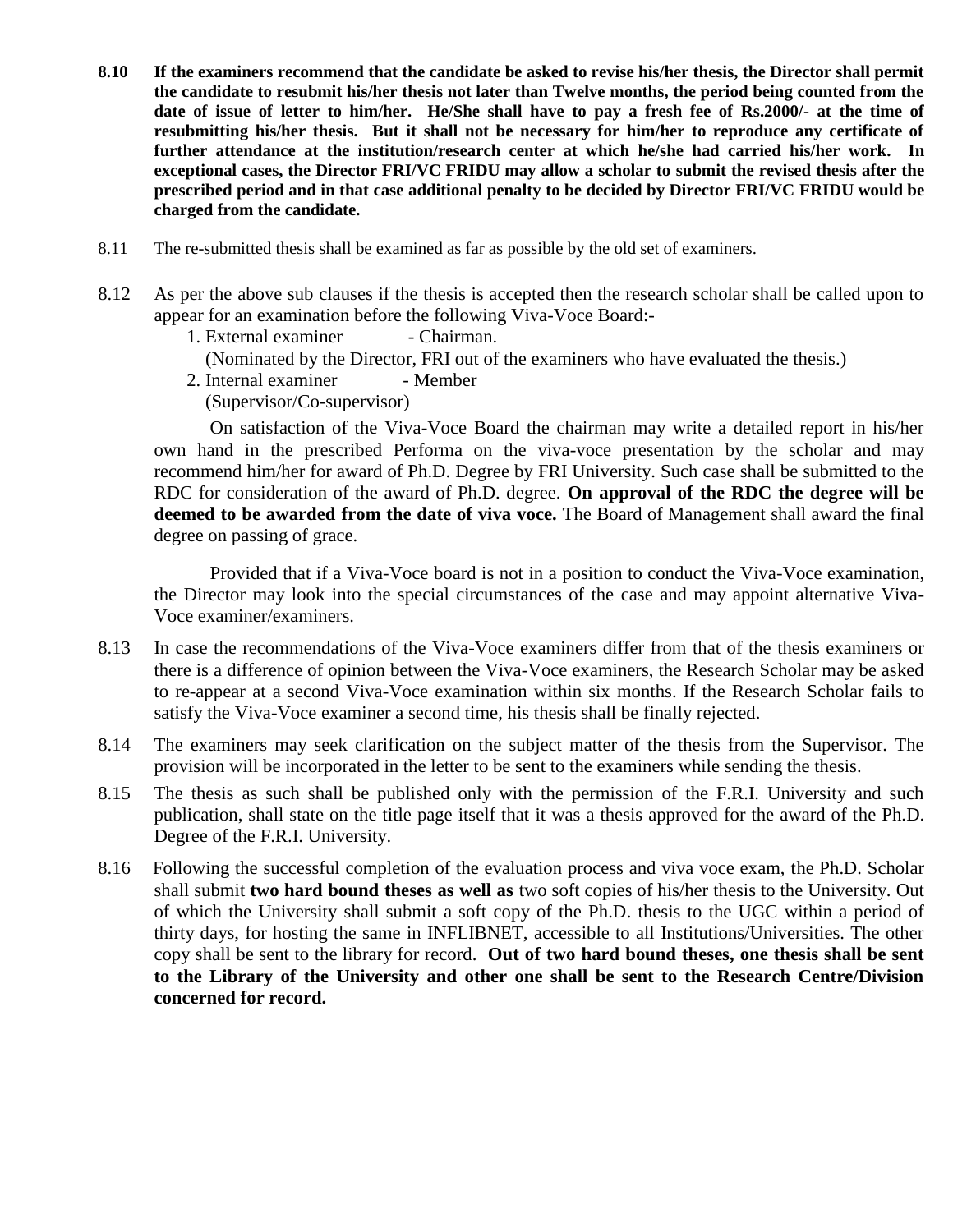**8.10 If the examiners recommend that the candidate be asked to revise his/her thesis, the Director shall permit the candidate to resubmit his/her thesis not later than Twelve months, the period being counted from the date of issue of letter to him/her. He/She shall have to pay a fresh fee of Rs.2000/- at the time of resubmitting his/her thesis. But it shall not be necessary for him/her to reproduce any certificate of further attendance at the institution/research center at which he/she had carried his/her work. In exceptional cases, the Director FRI/VC FRIDU may allow a scholar to submit the revised thesis after the prescribed period and in that case additional penalty to be decided by Director FRI/VC FRIDU would be charged from the candidate.**

8.11 The re-submitted thesis shall be examined as far as possible by the old set of examiners.

8.12 As per the above sub clauses if the thesis is accepted then the research scholar shall be called upon to appear for an examination before the following Viva-Voce Board:-

1. External examiner - Chairman.
   (Nominated by the Director, FRI out of the examiners who have evaluated the thesis.)
2. Internal examiner - Member
   (Supervisor/Co-supervisor)

On satisfaction of the Viva-Voce Board the chairman may write a detailed report in his/her own hand in the prescribed Performa on the viva-voce presentation by the scholar and may recommend him/her for award of Ph.D. Degree by FRI University. Such case shall be submitted to the RDC for consideration of the award of Ph.D. degree. **On approval of the RDC the degree will be deemed to be awarded from the date of viva voce.** The Board of Management shall award the final degree on passing of grace.

Provided that if a Viva-Voce board is not in a position to conduct the Viva-Voce examination, the Director may look into the special circumstances of the case and may appoint alternative Viva-Voce examiner/examiners.

8.13 In case the recommendations of the Viva-Voce examiners differ from that of the thesis examiners or there is a difference of opinion between the Viva-Voce examiners, the Research Scholar may be asked to re-appear at a second Viva-Voce examination within six months. If the Research Scholar fails to satisfy the Viva-Voce examiner a second time, his thesis shall be finally rejected.

8.14 The examiners may seek clarification on the subject matter of the thesis from the Supervisor. The provision will be incorporated in the letter to be sent to the examiners while sending the thesis.

8.15 The thesis as such shall be published only with the permission of the F.R.I. University and such publication, shall state on the title page itself that it was a thesis approved for the award of the Ph.D. Degree of the F.R.I. University.

8.16 Following the successful completion of the evaluation process and viva voce exam, the Ph.D. Scholar shall submit **two hard bound theses as well as** two soft copies of his/her thesis to the University. Out of which the University shall submit a soft copy of the Ph.D. thesis to the UGC within a period of thirty days, for hosting the same in INFLIBNET, accessible to all Institutions/Universities. The other copy shall be sent to the library for record. **Out of two hard bound theses, one thesis shall be sent to the Library of the University and other one shall be sent to the Research Centre/Division concerned for record.**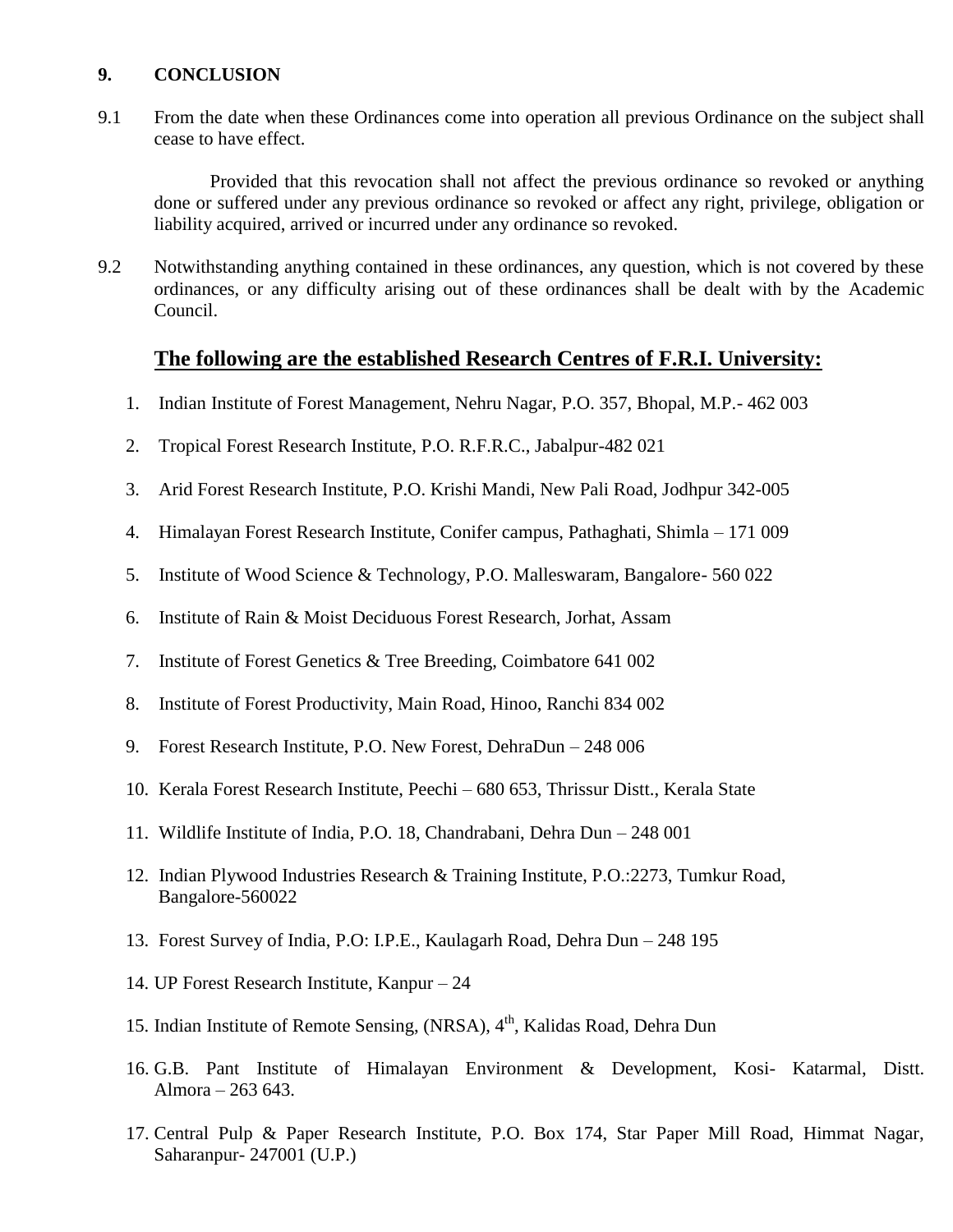## 9. CONCLUSION

9.1 From the date when these Ordinances come into operation all previous Ordinance on the subject shall cease to have effect.

Provided that this revocation shall not affect the previous ordinance so revoked or anything done or suffered under any previous ordinance so revoked or affect any right, privilege, obligation or liability acquired, arrived or incurred under any ordinance so revoked.

9.2 Notwithstanding anything contained in these ordinances, any question, which is not covered by these ordinances, or any difficulty arising out of these ordinances shall be dealt with by the Academic Council.

## <u>The following are the established Research Centres of F.R.I. University:</u>

1. Indian Institute of Forest Management, Nehru Nagar, P.O. 357, Bhopal, M.P.- 462 003
2. Tropical Forest Research Institute, P.O. R.F.R.C., Jabalpur-482 021
3. Arid Forest Research Institute, P.O. Krishi Mandi, New Pali Road, Jodhpur 342-005
4. Himalayan Forest Research Institute, Conifer campus, Pathaghati, Shimla – 171 009
5. Institute of Wood Science & Technology, P.O. Malleswaram, Bangalore- 560 022
6. Institute of Rain & Moist Deciduous Forest Research, Jorhat, Assam
7. Institute of Forest Genetics & Tree Breeding, Coimbatore 641 002
8. Institute of Forest Productivity, Main Road, Hinoo, Ranchi 834 002
9. Forest Research Institute, P.O. New Forest, DehraDun – 248 006
10. Kerala Forest Research Institute, Peechi – 680 653, Thrissur Distt., Kerala State
11. Wildlife Institute of India, P.O. 18, Chandrabani, Dehra Dun – 248 001
12. Indian Plywood Industries Research & Training Institute, P.O.:2273, Tumkur Road, Bangalore-560022
13. Forest Survey of India, P.O: I.P.E., Kaulagarh Road, Dehra Dun – 248 195
14. UP Forest Research Institute, Kanpur – 24
15. Indian Institute of Remote Sensing, (NRSA), 4th, Kalidas Road, Dehra Dun
16. G.B. Pant Institute of Himalayan Environment & Development, Kosi- Katarmal, Distt. Almora – 263 643.
17. Central Pulp & Paper Research Institute, P.O. Box 174, Star Paper Mill Road, Himmat Nagar, Saharanpur- 247001 (U.P.)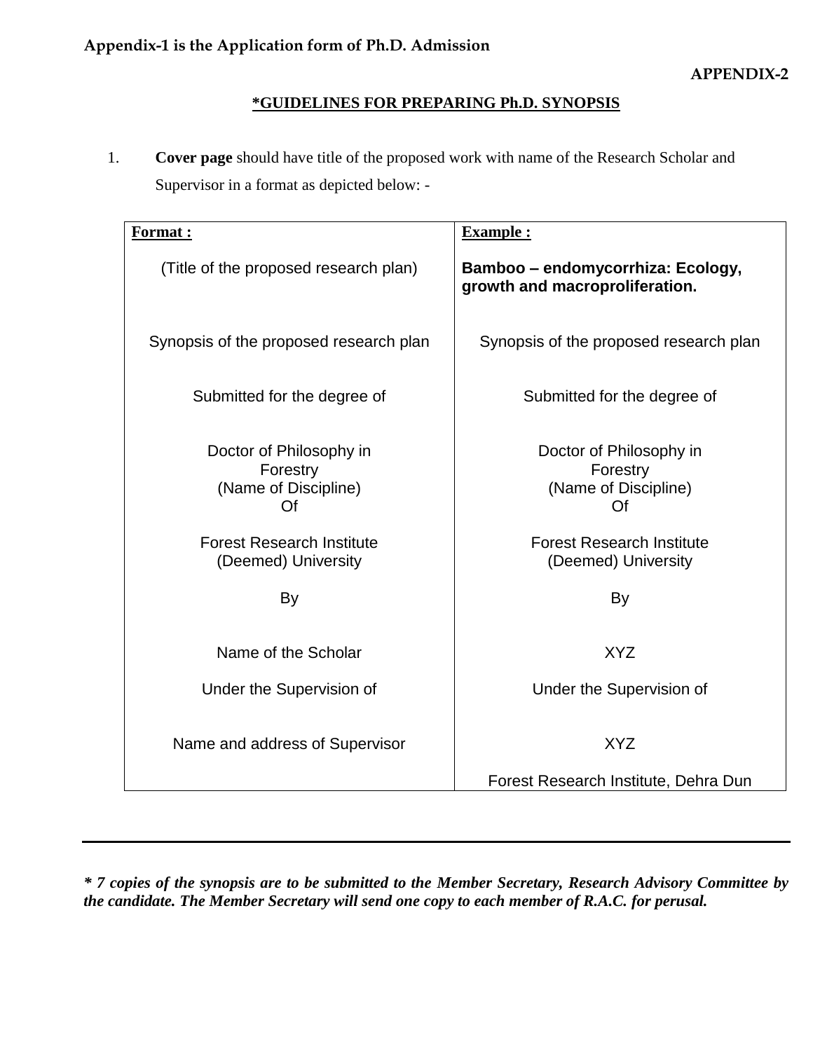**Appendix-1 is the Application form of Ph.D. Admission**

**APPENDIX-2**

## *GUIDELINES FOR PREPARING Ph.D. SYNOPSIS

1. **Cover page** should have title of the proposed work with name of the Research Scholar and Supervisor in a format as depicted below: -

| **Format :** | **Example :** |
|---|---|
| (Title of the proposed research plan) | **Bamboo – endomycorrhiza: Ecology, growth and macroproliferation.** |
| Synopsis of the proposed research plan | Synopsis of the proposed research plan |
| Submitted for the degree of | Submitted for the degree of |
| Doctor of Philosophy in Forestry (Name of Discipline) Of | Doctor of Philosophy in Forestry (Name of Discipline) Of |
| Forest Research Institute (Deemed) University | Forest Research Institute (Deemed) University |
| By | By |
| Name of the Scholar | XYZ |
| Under the Supervision of | Under the Supervision of |
| Name and address of Supervisor | XYZ Forest Research Institute, Dehra Dun |

---

***\* 7 copies of the synopsis are to be submitted to the Member Secretary, Research Advisory Committee by the candidate. The Member Secretary will send one copy to each member of R.A.C. for perusal.***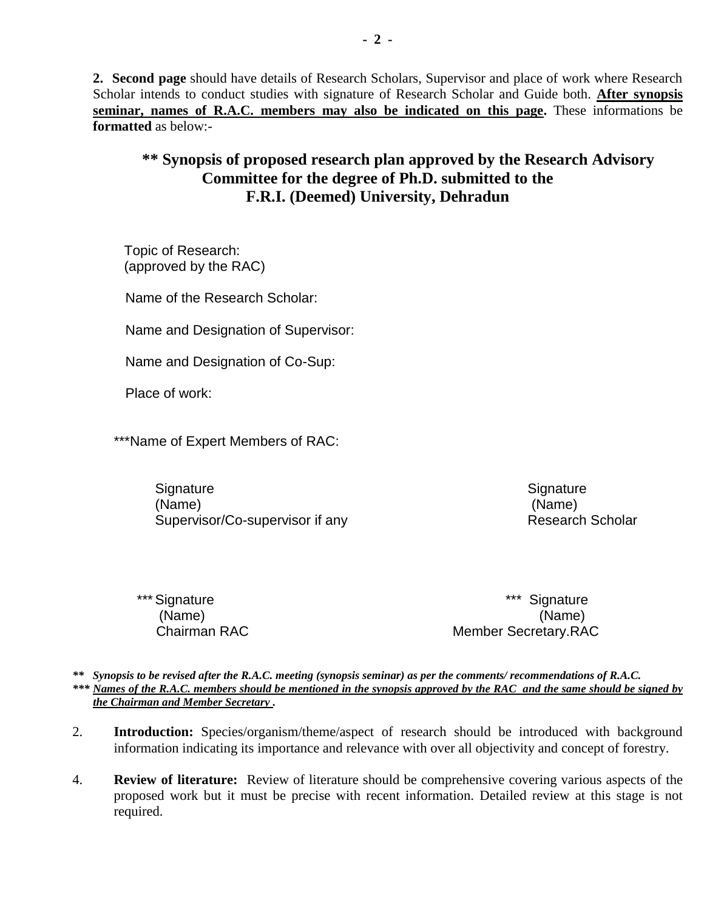**2. Second page** should have details of Research Scholars, Supervisor and place of work where Research Scholar intends to conduct studies with signature of Research Scholar and Guide both. **After synopsis seminar, names of R.A.C. members may also be indicated on this page.** These informations be **formatted** as below:-

## ** Synopsis of proposed research plan approved by the Research Advisory Committee for the degree of Ph.D. submitted to the F.R.I. (Deemed) University, Dehradun

Topic of Research:
(approved by the RAC)

Name of the Research Scholar:

Name and Designation of Supervisor:

Name and Designation of Co-Sup:

Place of work:

***Name of Expert Members of RAC:

Signature
(Name)
Supervisor/Co-supervisor if any

Signature
(Name)
Research Scholar

*** Signature
(Name)
Chairman RAC

*** Signature
(Name)
Member Secretary.RAC

***\*\* Synopsis to be revised after the R.A.C. meeting (synopsis seminar) as per the comments/ recommendations of R.A.C.***

***\*\*\* Names of the R.A.C. members should be mentioned in the synopsis approved by the RAC and the same should be signed by the Chairman and Member Secretary .***

2. **Introduction:** Species/organism/theme/aspect of research should be introduced with background information indicating its importance and relevance with over all objectivity and concept of forestry.

4. **Review of literature:** Review of literature should be comprehensive covering various aspects of the proposed work but it must be precise with recent information. Detailed review at this stage is not required.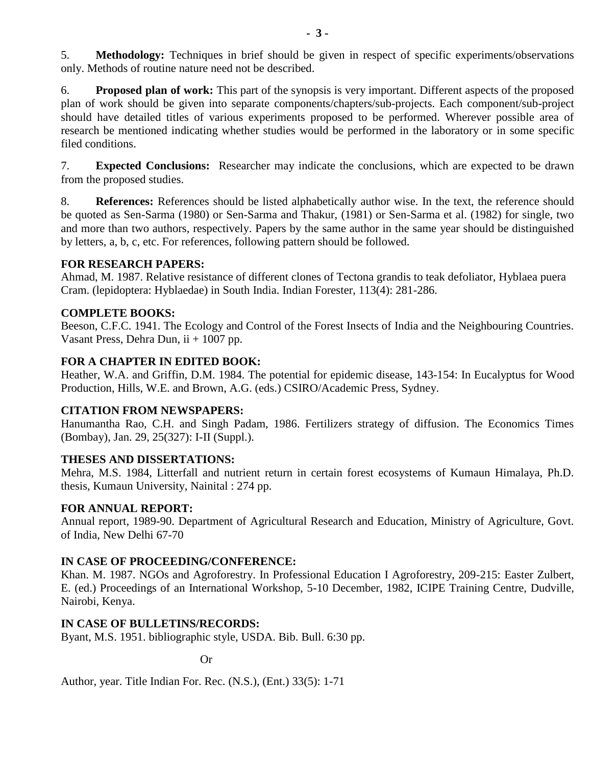5. **Methodology:** Techniques in brief should be given in respect of specific experiments/observations only. Methods of routine nature need not be described.

6. **Proposed plan of work:** This part of the synopsis is very important. Different aspects of the proposed plan of work should be given into separate components/chapters/sub-projects. Each component/sub-project should have detailed titles of various experiments proposed to be performed. Wherever possible area of research be mentioned indicating whether studies would be performed in the laboratory or in some specific filed conditions.

7. **Expected Conclusions:** Researcher may indicate the conclusions, which are expected to be drawn from the proposed studies.

8. **References:** References should be listed alphabetically author wise. In the text, the reference should be quoted as Sen-Sarma (1980) or Sen-Sarma and Thakur, (1981) or Sen-Sarma et al. (1982) for single, two and more than two authors, respectively. Papers by the same author in the same year should be distinguished by letters, a, b, c, etc. For references, following pattern should be followed.

**FOR RESEARCH PAPERS:**
Ahmad, M. 1987. Relative resistance of different clones of Tectona grandis to teak defoliator, Hyblaea puera Cram. (lepidoptera: Hyblaedae) in South India. Indian Forester, 113(4): 281-286.

**COMPLETE BOOKS:**
Beeson, C.F.C. 1941. The Ecology and Control of the Forest Insects of India and the Neighbouring Countries. Vasant Press, Dehra Dun, ii + 1007 pp.

**FOR A CHAPTER IN EDITED BOOK:**
Heather, W.A. and Griffin, D.M. 1984. The potential for epidemic disease, 143-154: In Eucalyptus for Wood Production, Hills, W.E. and Brown, A.G. (eds.) CSIRO/Academic Press, Sydney.

**CITATION FROM NEWSPAPERS:**
Hanumantha Rao, C.H. and Singh Padam, 1986. Fertilizers strategy of diffusion. The Economics Times (Bombay), Jan. 29, 25(327): I-II (Suppl.).

**THESES AND DISSERTATIONS:**
Mehra, M.S. 1984, Litterfall and nutrient return in certain forest ecosystems of Kumaun Himalaya, Ph.D. thesis, Kumaun University, Nainital : 274 pp.

**FOR ANNUAL REPORT:**
Annual report, 1989-90. Department of Agricultural Research and Education, Ministry of Agriculture, Govt. of India, New Delhi 67-70

**IN CASE OF PROCEEDING/CONFERENCE:**
Khan. M. 1987. NGOs and Agroforestry. In Professional Education I Agroforestry, 209-215: Easter Zulbert, E. (ed.) Proceedings of an International Workshop, 5-10 December, 1982, ICIPE Training Centre, Dudville, Nairobi, Kenya.

**IN CASE OF BULLETINS/RECORDS:**
Byant, M.S. 1951. bibliographic style, USDA. Bib. Bull. 6:30 pp.

Or

Author, year. Title Indian For. Rec. (N.S.), (Ent.) 33(5): 1-71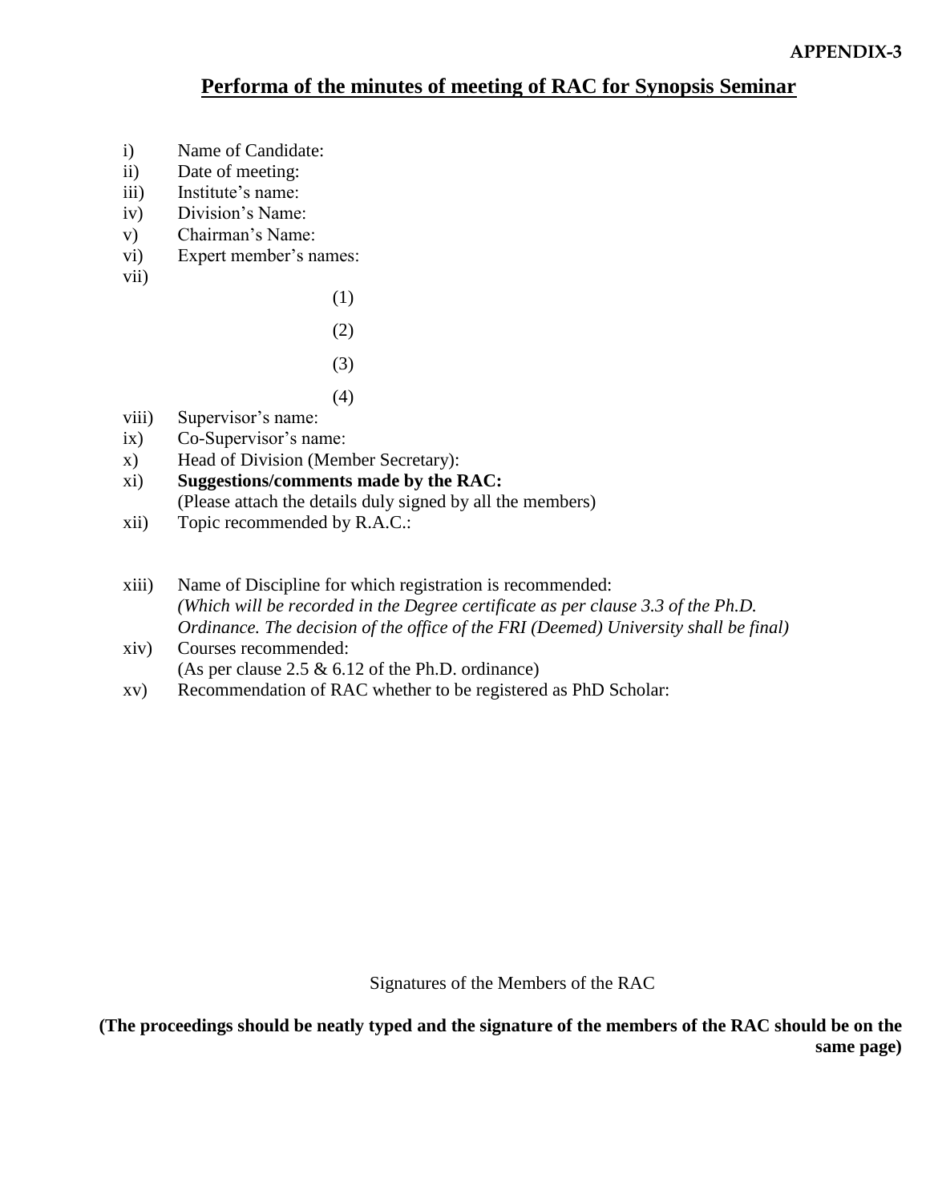**APPENDIX-3**

# Performa of the minutes of meeting of RAC for Synopsis Seminar

i) Name of Candidate:

ii) Date of meeting:

iii) Institute's name:

iv) Division's Name:

v) Chairman's Name:

vi) Expert member's names:

vii)

(1)

(2)

(3)

(4)

viii) Supervisor's name:

ix) Co-Supervisor's name:

x) Head of Division (Member Secretary):

xi) **Suggestions/comments made by the RAC:**
(Please attach the details duly signed by all the members)

xii) Topic recommended by R.A.C.:

xiii) Name of Discipline for which registration is recommended:
*(Which will be recorded in the Degree certificate as per clause 3.3 of the Ph.D. Ordinance. The decision of the office of the FRI (Deemed) University shall be final)*

xiv) Courses recommended:
(As per clause 2.5 & 6.12 of the Ph.D. ordinance)

xv) Recommendation of RAC whether to be registered as PhD Scholar:

Signatures of the Members of the RAC

**(The proceedings should be neatly typed and the signature of the members of the RAC should be on the same page)**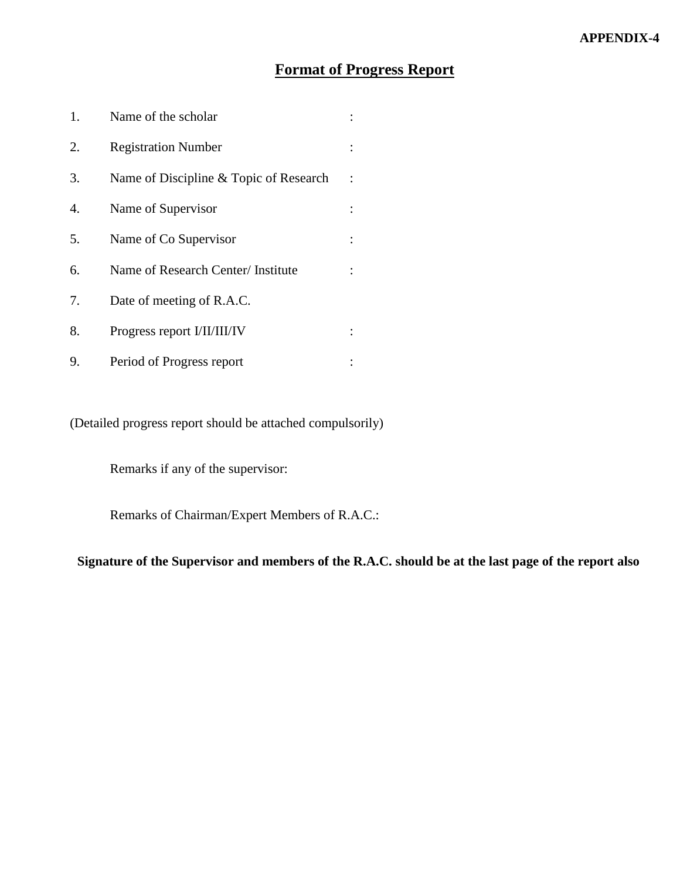**APPENDIX-4**

# Format of Progress Report

1. Name of the scholar :
2. Registration Number :
3. Name of Discipline & Topic of Research :
4. Name of Supervisor :
5. Name of Co Supervisor :
6. Name of Research Center/ Institute :
7. Date of meeting of R.A.C.
8. Progress report I/II/III/IV :
9. Period of Progress report :

(Detailed progress report should be attached compulsorily)

Remarks if any of the supervisor:

Remarks of Chairman/Expert Members of R.A.C.:

**Signature of the Supervisor and members of the R.A.C. should be at the last page of the report also**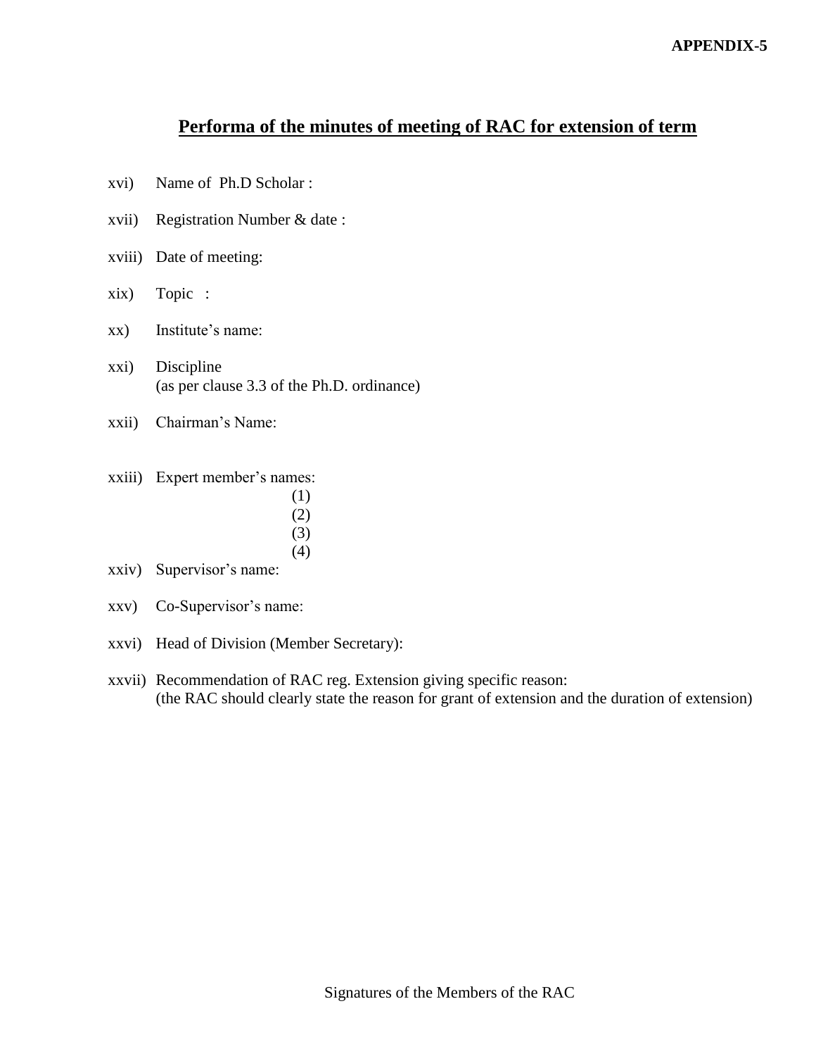**APPENDIX-5**

## Performa of the minutes of meeting of RAC for extension of term

xvi) Name of Ph.D Scholar :

xvii) Registration Number & date :

xviii) Date of meeting:

xix) Topic :

xx) Institute's name:

xxi) Discipline
(as per clause 3.3 of the Ph.D. ordinance)

xxii) Chairman's Name:

xxiii) Expert member's names:
(1)
(2)
(3)
(4)

xxiv) Supervisor's name:

xxv) Co-Supervisor's name:

xxvi) Head of Division (Member Secretary):

xxvii) Recommendation of RAC reg. Extension giving specific reason:
(the RAC should clearly state the reason for grant of extension and the duration of extension)

Signatures of the Members of the RAC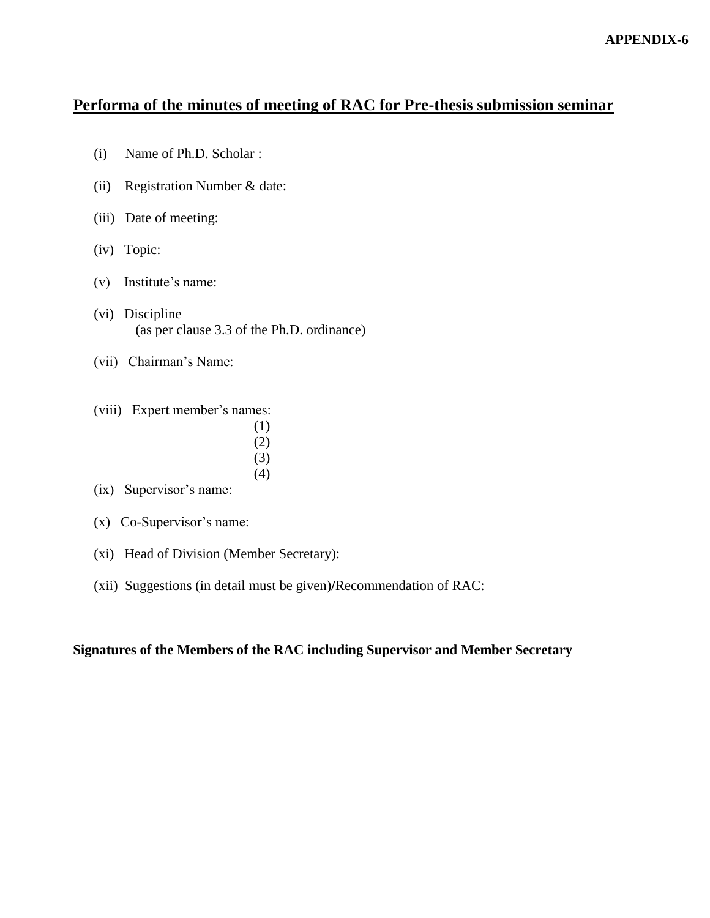**APPENDIX-6**

## Performa of the minutes of meeting of RAC for Pre-thesis submission seminar

(i) Name of Ph.D. Scholar :

(ii) Registration Number & date:

(iii) Date of meeting:

(iv) Topic:

(v) Institute's name:

(vi) Discipline
(as per clause 3.3 of the Ph.D. ordinance)

(vii) Chairman's Name:

(viii) Expert member's names:
(1)
(2)
(3)
(4)

(ix) Supervisor's name:

(x) Co-Supervisor's name:

(xi) Head of Division (Member Secretary):

(xii) Suggestions (in detail must be given)/Recommendation of RAC:

**Signatures of the Members of the RAC including Supervisor and Member Secretary**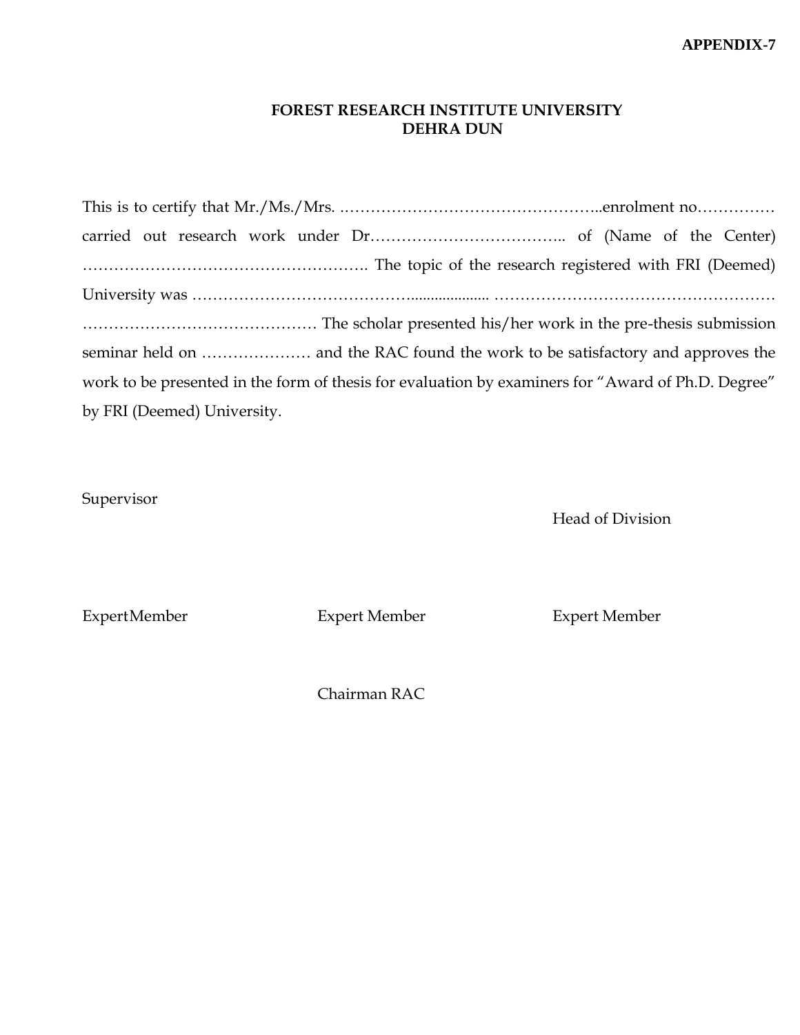**APPENDIX-7**

**FOREST RESEARCH INSTITUTE UNIVERSITY**
**DEHRA DUN**

This is to certify that Mr./Ms./Mrs. …………………………………………..enrolment no…………… carried out research work under Dr……………………………….. of (Name of the Center) ………………………………………………. The topic of the research registered with FRI (Deemed) University was ……………………………………................... ……………………………………………… ……………………………………… The scholar presented his/her work in the pre-thesis submission seminar held on ………………… and the RAC found the work to be satisfactory and approves the work to be presented in the form of thesis for evaluation by examiners for "Award of Ph.D. Degree" by FRI (Deemed) University.

Supervisor

Head of Division

ExpertMember

Expert Member

Expert Member

Chairman RAC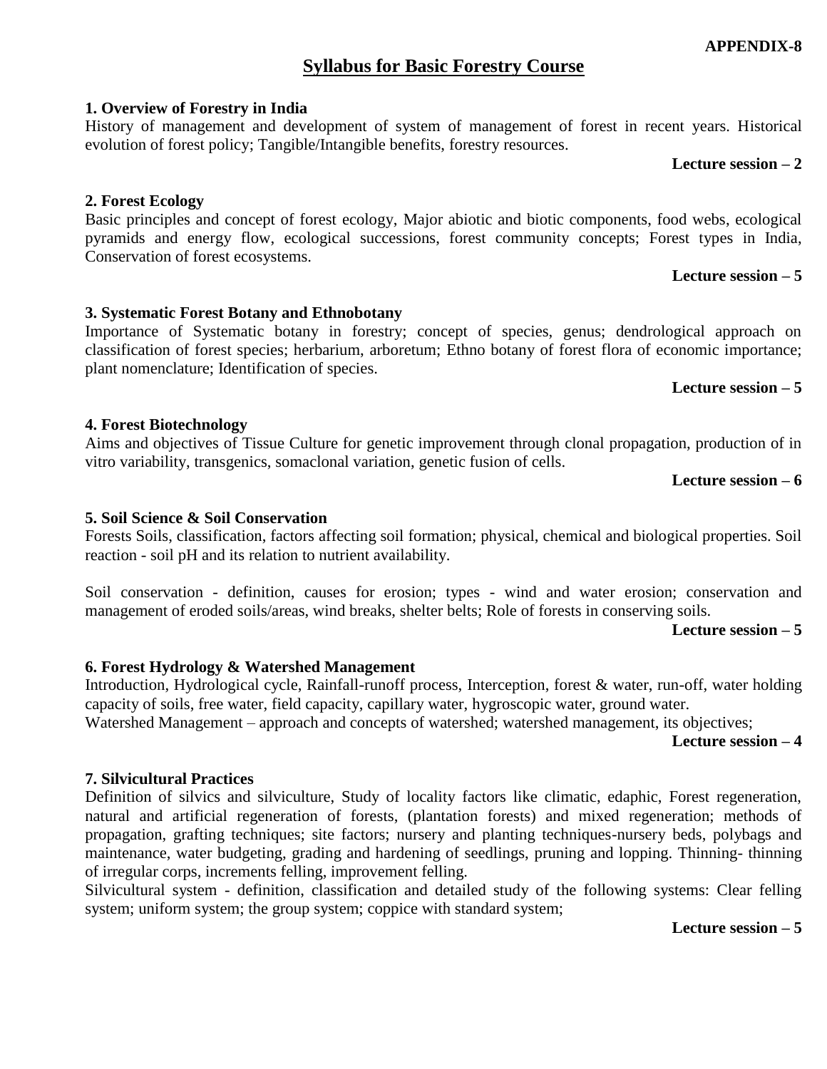**APPENDIX-8**

# Syllabus for Basic Forestry Course

### 1. Overview of Forestry in India

History of management and development of system of management of forest in recent years. Historical evolution of forest policy; Tangible/Intangible benefits, forestry resources.

**Lecture session – 2**

### 2. Forest Ecology

Basic principles and concept of forest ecology, Major abiotic and biotic components, food webs, ecological pyramids and energy flow, ecological successions, forest community concepts; Forest types in India, Conservation of forest ecosystems.

**Lecture session – 5**

### 3. Systematic Forest Botany and Ethnobotany

Importance of Systematic botany in forestry; concept of species, genus; dendrological approach on classification of forest species; herbarium, arboretum; Ethno botany of forest flora of economic importance; plant nomenclature; Identification of species.

**Lecture session – 5**

### 4. Forest Biotechnology

Aims and objectives of Tissue Culture for genetic improvement through clonal propagation, production of in vitro variability, transgenics, somaclonal variation, genetic fusion of cells.

**Lecture session – 6**

### 5. Soil Science & Soil Conservation

Forests Soils, classification, factors affecting soil formation; physical, chemical and biological properties. Soil reaction - soil pH and its relation to nutrient availability.

Soil conservation - definition, causes for erosion; types - wind and water erosion; conservation and management of eroded soils/areas, wind breaks, shelter belts; Role of forests in conserving soils.

**Lecture session – 5**

### 6. Forest Hydrology & Watershed Management

Introduction, Hydrological cycle, Rainfall-runoff process, Interception, forest & water, run-off, water holding capacity of soils, free water, field capacity, capillary water, hygroscopic water, ground water.
Watershed Management – approach and concepts of watershed; watershed management, its objectives;

**Lecture session – 4**

### 7. Silvicultural Practices

Definition of silvics and silviculture, Study of locality factors like climatic, edaphic, Forest regeneration, natural and artificial regeneration of forests, (plantation forests) and mixed regeneration; methods of propagation, grafting techniques; site factors; nursery and planting techniques-nursery beds, polybags and maintenance, water budgeting, grading and hardening of seedlings, pruning and lopping. Thinning- thinning of irregular corps, increments felling, improvement felling.
Silvicultural system - definition, classification and detailed study of the following systems: Clear felling system; uniform system; the group system; coppice with standard system;

**Lecture session – 5**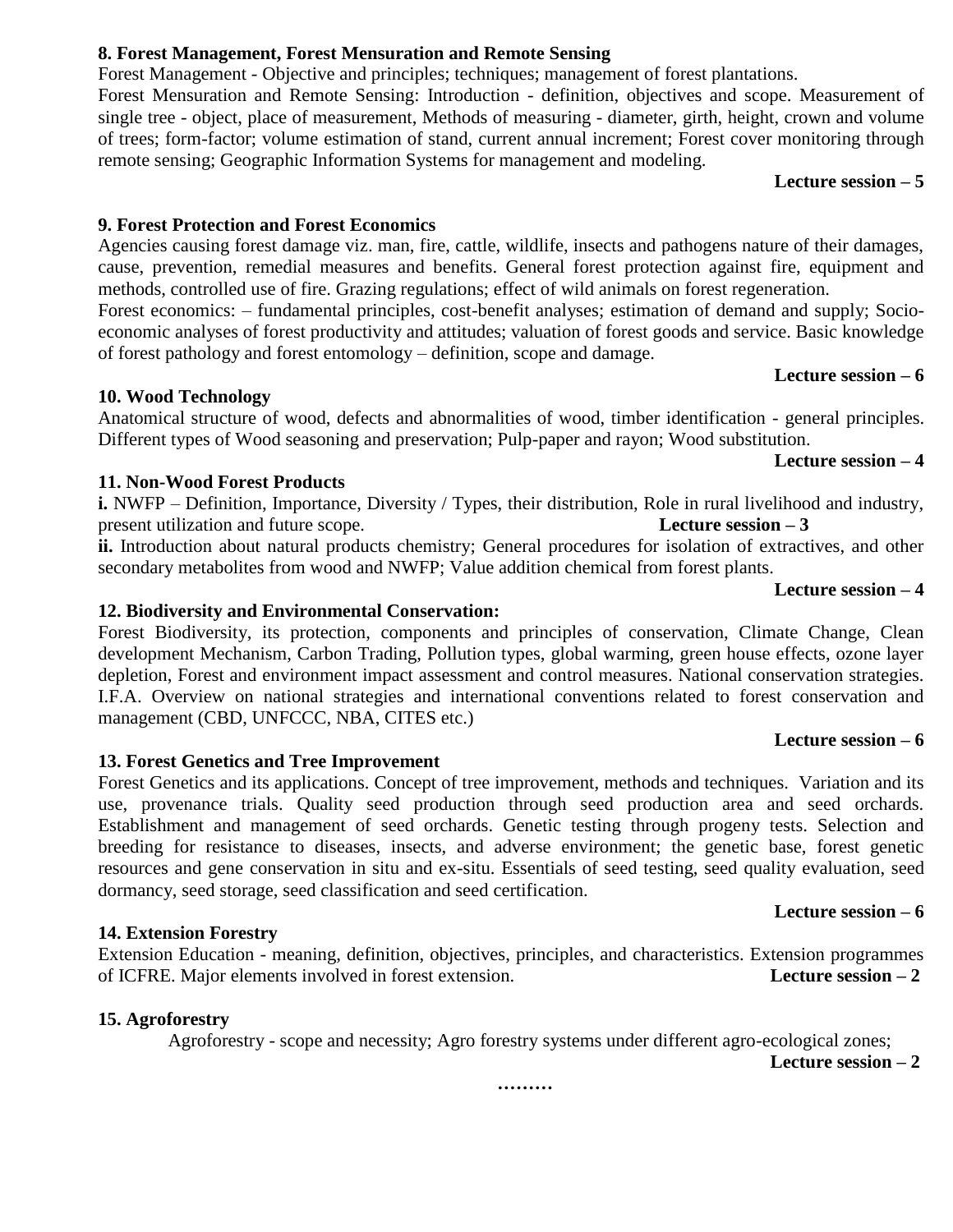**8. Forest Management, Forest Mensuration and Remote Sensing**

Forest Management - Objective and principles; techniques; management of forest plantations.

Forest Mensuration and Remote Sensing: Introduction - definition, objectives and scope. Measurement of single tree - object, place of measurement, Methods of measuring - diameter, girth, height, crown and volume of trees; form-factor; volume estimation of stand, current annual increment; Forest cover monitoring through remote sensing; Geographic Information Systems for management and modeling.

**Lecture session – 5**

**9. Forest Protection and Forest Economics**

Agencies causing forest damage viz. man, fire, cattle, wildlife, insects and pathogens nature of their damages, cause, prevention, remedial measures and benefits. General forest protection against fire, equipment and methods, controlled use of fire. Grazing regulations; effect of wild animals on forest regeneration.

Forest economics: – fundamental principles, cost-benefit analyses; estimation of demand and supply; Socio-economic analyses of forest productivity and attitudes; valuation of forest goods and service. Basic knowledge of forest pathology and forest entomology – definition, scope and damage.

**Lecture session – 6**

**10. Wood Technology**

Anatomical structure of wood, defects and abnormalities of wood, timber identification - general principles. Different types of Wood seasoning and preservation; Pulp-paper and rayon; Wood substitution.

**Lecture session – 4**

**11. Non-Wood Forest Products**

**i.** NWFP – Definition, Importance, Diversity / Types, their distribution, Role in rural livelihood and industry, present utilization and future scope. **Lecture session – 3**

**ii.** Introduction about natural products chemistry; General procedures for isolation of extractives, and other secondary metabolites from wood and NWFP; Value addition chemical from forest plants.

**Lecture session – 4**

**12. Biodiversity and Environmental Conservation:**

Forest Biodiversity, its protection, components and principles of conservation, Climate Change, Clean development Mechanism, Carbon Trading, Pollution types, global warming, green house effects, ozone layer depletion, Forest and environment impact assessment and control measures. National conservation strategies. I.F.A. Overview on national strategies and international conventions related to forest conservation and management (CBD, UNFCCC, NBA, CITES etc.)

**Lecture session – 6**

**13. Forest Genetics and Tree Improvement**

Forest Genetics and its applications. Concept of tree improvement, methods and techniques. Variation and its use, provenance trials. Quality seed production through seed production area and seed orchards. Establishment and management of seed orchards. Genetic testing through progeny tests. Selection and breeding for resistance to diseases, insects, and adverse environment; the genetic base, forest genetic resources and gene conservation in situ and ex-situ. Essentials of seed testing, seed quality evaluation, seed dormancy, seed storage, seed classification and seed certification.

**Lecture session – 6**

**14. Extension Forestry**

Extension Education - meaning, definition, objectives, principles, and characteristics. Extension programmes of ICFRE. Major elements involved in forest extension. **Lecture session – 2**

**15. Agroforestry**

Agroforestry - scope and necessity; Agro forestry systems under different agro-ecological zones;

**Lecture session – 2**

**………**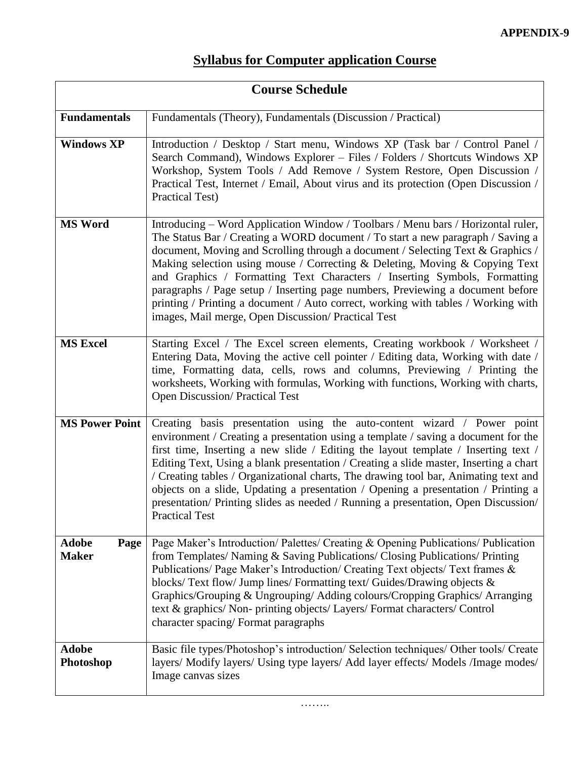**APPENDIX-9**

# Syllabus for Computer application Course

| Course Schedule | |
|---|---|
| **Fundamentals** | Fundamentals (Theory), Fundamentals (Discussion / Practical) |
| **Windows XP** | Introduction / Desktop / Start menu, Windows XP (Task bar / Control Panel / Search Command), Windows Explorer – Files / Folders / Shortcuts Windows XP Workshop, System Tools / Add Remove / System Restore, Open Discussion / Practical Test, Internet / Email, About virus and its protection (Open Discussion / Practical Test) |
| **MS Word** | Introducing – Word Application Window / Toolbars / Menu bars / Horizontal ruler, The Status Bar / Creating a WORD document / To start a new paragraph / Saving a document, Moving and Scrolling through a document / Selecting Text & Graphics / Making selection using mouse / Correcting & Deleting, Moving & Copying Text and Graphics / Formatting Text Characters / Inserting Symbols, Formatting paragraphs / Page setup / Inserting page numbers, Previewing a document before printing / Printing a document / Auto correct, working with tables / Working with images, Mail merge, Open Discussion/ Practical Test |
| **MS Excel** | Starting Excel / The Excel screen elements, Creating workbook / Worksheet / Entering Data, Moving the active cell pointer / Editing data, Working with date / time, Formatting data, cells, rows and columns, Previewing / Printing the worksheets, Working with formulas, Working with functions, Working with charts, Open Discussion/ Practical Test |
| **MS Power Point** | Creating basis presentation using the auto-content wizard / Power point environment / Creating a presentation using a template / saving a document for the first time, Inserting a new slide / Editing the layout template / Inserting text / Editing Text, Using a blank presentation / Creating a slide master, Inserting a chart / Creating tables / Organizational charts, The drawing tool bar, Animating text and objects on a slide, Updating a presentation / Opening a presentation / Printing a presentation/ Printing slides as needed / Running a presentation, Open Discussion/ Practical Test |
| **Adobe Page Maker** | Page Maker's Introduction/ Palettes/ Creating & Opening Publications/ Publication from Templates/ Naming & Saving Publications/ Closing Publications/ Printing Publications/ Page Maker's Introduction/ Creating Text objects/ Text frames & blocks/ Text flow/ Jump lines/ Formatting text/ Guides/Drawing objects & Graphics/Grouping & Ungrouping/ Adding colours/Cropping Graphics/ Arranging text & graphics/ Non- printing objects/ Layers/ Format characters/ Control character spacing/ Format paragraphs |
| **Adobe Photoshop** | Basic file types/Photoshop's introduction/ Selection techniques/ Other tools/ Create layers/ Modify layers/ Using type layers/ Add layer effects/ Models /Image modes/ Image canvas sizes |

……..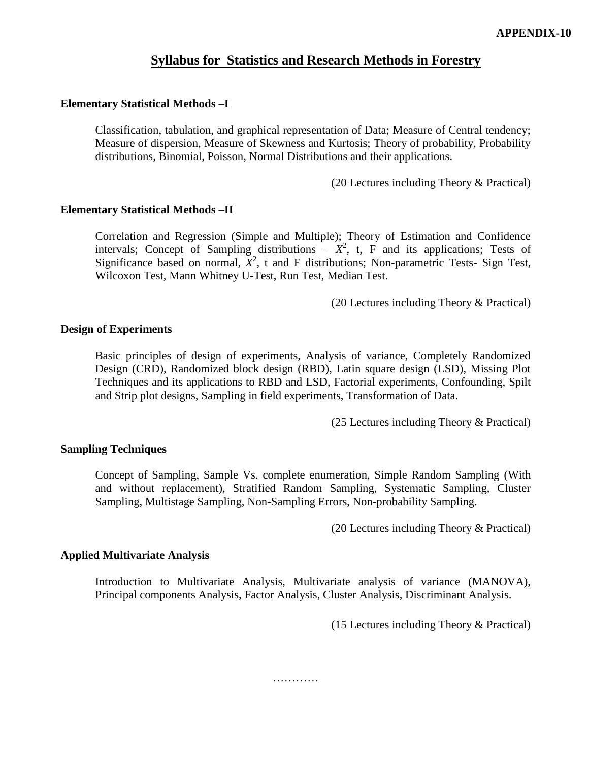**APPENDIX-10**

# Syllabus for Statistics and Research Methods in Forestry

### Elementary Statistical Methods –I

Classification, tabulation, and graphical representation of Data; Measure of Central tendency; Measure of dispersion, Measure of Skewness and Kurtosis; Theory of probability, Probability distributions, Binomial, Poisson, Normal Distributions and their applications.

(20 Lectures including Theory & Practical)

### Elementary Statistical Methods –II

Correlation and Regression (Simple and Multiple); Theory of Estimation and Confidence intervals; Concept of Sampling distributions – $X^2$, t, F and its applications; Tests of Significance based on normal, $X^2$, t and F distributions; Non-parametric Tests- Sign Test, Wilcoxon Test, Mann Whitney U-Test, Run Test, Median Test.

(20 Lectures including Theory & Practical)

### Design of Experiments

Basic principles of design of experiments, Analysis of variance, Completely Randomized Design (CRD), Randomized block design (RBD), Latin square design (LSD), Missing Plot Techniques and its applications to RBD and LSD, Factorial experiments, Confounding, Spilt and Strip plot designs, Sampling in field experiments, Transformation of Data.

(25 Lectures including Theory & Practical)

### Sampling Techniques

Concept of Sampling, Sample Vs. complete enumeration, Simple Random Sampling (With and without replacement), Stratified Random Sampling, Systematic Sampling, Cluster Sampling, Multistage Sampling, Non-Sampling Errors, Non-probability Sampling.

(20 Lectures including Theory & Practical)

### Applied Multivariate Analysis

Introduction to Multivariate Analysis, Multivariate analysis of variance (MANOVA), Principal components Analysis, Factor Analysis, Cluster Analysis, Discriminant Analysis.

(15 Lectures including Theory & Practical)

…………